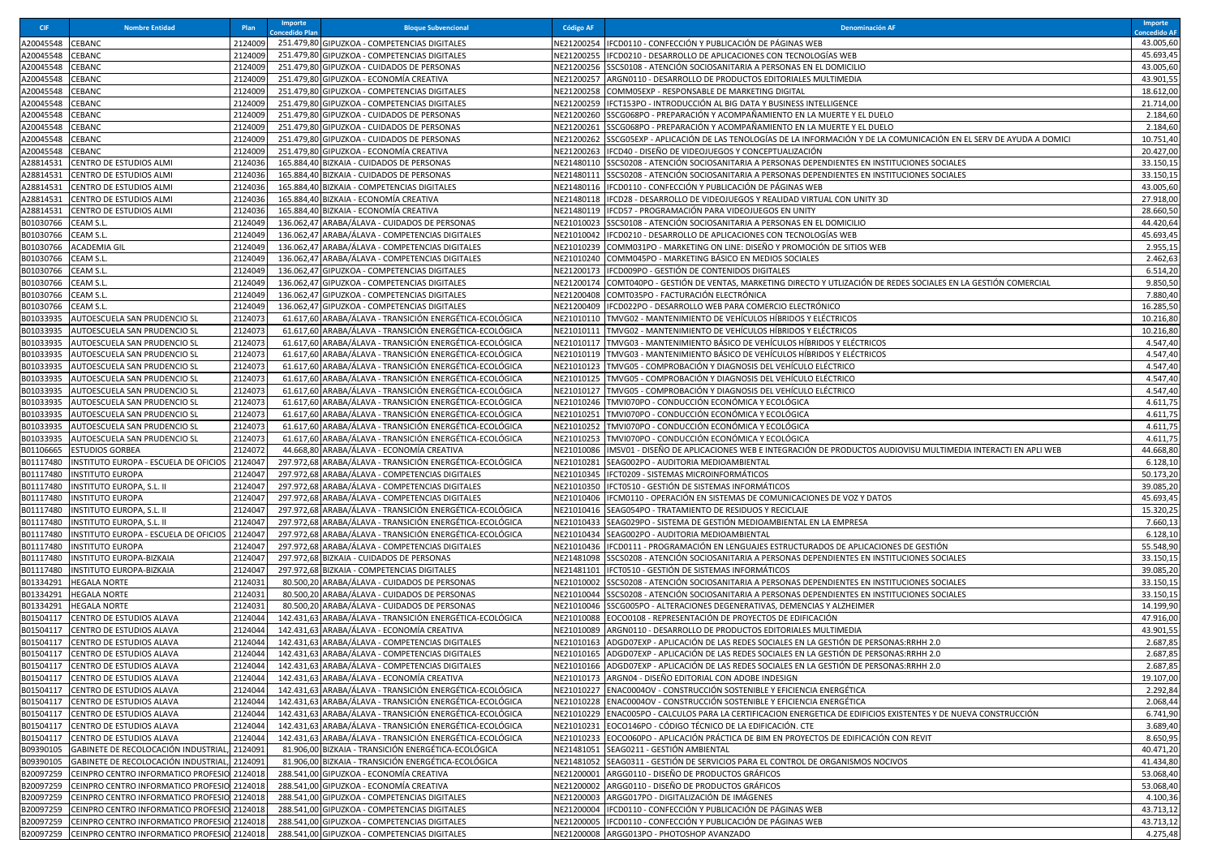| CIF | Nombre Entidad | Plan | Importe Concedido Plan | Bloque Subvencional | Código AF | Denominación AF | Importe Concedido AF |
|---|---|---|---|---|---|---|---|
| A20045548 | CEBANC | 2124009 | 251.479,80 | GIPUZKOA - COMPETENCIAS DIGITALES | NE21200254 | IFCD0110 - CONFECCIÓN Y PUBLICACIÓN DE PÁGINAS WEB | 43.005,60 |
| A20045548 | CEBANC | 2124009 | 251.479,80 | GIPUZKOA - COMPETENCIAS DIGITALES | NE21200255 | IFCD0210 - DESARROLLO DE APLICACIONES CON TECNOLOGÍAS WEB | 45.693,45 |
| A20045548 | CEBANC | 2124009 | 251.479,80 | GIPUZKOA - CUIDADOS DE PERSONAS | NE21200256 | SSCS0108 - ATENCIÓN SOCIOSANITARIA A PERSONAS EN EL DOMICILIO | 43.005,60 |
| A20045548 | CEBANC | 2124009 | 251.479,80 | GIPUZKOA - ECONOMÍA CREATIVA | NE21200257 | ARGN0110 - DESARROLLO DE PRODUCTOS EDITORIALES MULTIMEDIA | 43.901,55 |
| A20045548 | CEBANC | 2124009 | 251.479,80 | GIPUZKOA - COMPETENCIAS DIGITALES | NE21200258 | COMM05EXP - RESPONSABLE DE MARKETING DIGITAL | 18.612,00 |
| A20045548 | CEBANC | 2124009 | 251.479,80 | GIPUZKOA - COMPETENCIAS DIGITALES | NE21200259 | IFCT153PO - INTRODUCCIÓN AL BIG DATA Y BUSINESS INTELLIGENCE | 21.714,00 |
| A20045548 | CEBANC | 2124009 | 251.479,80 | GIPUZKOA - CUIDADOS DE PERSONAS | NE21200260 | SSCG068PO - PREPARACIÓN Y ACOMPAÑAMIENTO EN LA MUERTE Y EL DUELO | 2.184,60 |
| A20045548 | CEBANC | 2124009 | 251.479,80 | GIPUZKOA - CUIDADOS DE PERSONAS | NE21200261 | SSCG068PO - PREPARACIÓN Y ACOMPAÑAMIENTO EN LA MUERTE Y EL DUELO | 2.184,60 |
| A20045548 | CEBANC | 2124009 | 251.479,80 | GIPUZKOA - CUIDADOS DE PERSONAS | NE21200262 | SSCG05EXP - APLICACIÓN DE LAS TENOLOGÍAS DE LA INFORMACIÓN Y DE LA COMUNICACIÓN EN EL SERV DE AYUDA A DOMICI | 10.751,40 |
| A20045548 | CEBANC | 2124009 | 251.479,80 | GIPUZKOA - ECONOMÍA CREATIVA | NE21200263 | IFCD40 - DISEÑO DE VIDEOJUEGOS Y CONCEPTUALIZACIÓN | 20.427,00 |
| A28814531 | CENTRO DE ESTUDIOS ALMI | 2124036 | 165.884,40 | BIZKAIA - CUIDADOS DE PERSONAS | NE21480110 | SSCS0208 - ATENCIÓN SOCIOSANITARIA A PERSONAS DEPENDIENTES EN INSTITUCIONES SOCIALES | 33.150,15 |
| A28814531 | CENTRO DE ESTUDIOS ALMI | 2124036 | 165.884,40 | BIZKAIA - CUIDADOS DE PERSONAS | NE21480111 | SSCS0208 - ATENCIÓN SOCIOSANITARIA A PERSONAS DEPENDIENTES EN INSTITUCIONES SOCIALES | 33.150,15 |
| A28814531 | CENTRO DE ESTUDIOS ALMI | 2124036 | 165.884,40 | BIZKAIA - COMPETENCIAS DIGITALES | NE21480116 | IFCD0110 - CONFECCIÓN Y PUBLICACIÓN DE PÁGINAS WEB | 43.005,60 |
| A28814531 | CENTRO DE ESTUDIOS ALMI | 2124036 | 165.884,40 | BIZKAIA - ECONOMÍA CREATIVA | NE21480118 | IFCD28 - DESARROLLO DE VIDEOJUEGOS Y REALIDAD VIRTUAL CON UNITY 3D | 27.918,00 |
| A28814531 | CENTRO DE ESTUDIOS ALMI | 2124036 | 165.884,40 | BIZKAIA - ECONOMÍA CREATIVA | NE21480119 | IFCD57 - PROGRAMACIÓN PARA VIDEOJUEGOS EN UNITY | 28.660,50 |
| B01030766 | CEAM S.L. | 2124049 | 136.062,47 | ARABA/ÁLAVA - CUIDADOS DE PERSONAS | NE21010023 | SSCS0108 - ATENCIÓN SOCIOSANITARIA A PERSONAS EN EL DOMICILIO | 44.420,64 |
| B01030766 | CEAM S.L. | 2124049 | 136.062,47 | ARABA/ÁLAVA - COMPETENCIAS DIGITALES | NE21010042 | IFCD0210 - DESARROLLO DE APLICACIONES CON TECNOLOGÍAS WEB | 45.693,45 |
| B01030766 | ACADEMIA GIL | 2124049 | 136.062,47 | ARABA/ÁLAVA - COMPETENCIAS DIGITALES | NE21010239 | COMM031PO - MARKETING ON LINE: DISEÑO Y PROMOCIÓN DE SITIOS WEB | 2.955,15 |
| B01030766 | CEAM S.L. | 2124049 | 136.062,47 | ARABA/ÁLAVA - COMPETENCIAS DIGITALES | NE21010240 | COMM045PO - MARKETING BÁSICO EN MEDIOS SOCIALES | 2.462,63 |
| B01030766 | CEAM S.L. | 2124049 | 136.062,47 | GIPUZKOA - COMPETENCIAS DIGITALES | NE21200173 | IFCD009PO - GESTIÓN DE CONTENIDOS DIGITALES | 6.514,20 |
| B01030766 | CEAM S.L. | 2124049 | 136.062,47 | GIPUZKOA - COMPETENCIAS DIGITALES | NE21200174 | COMT040PO - GESTIÓN DE VENTAS, MARKETING DIRECTO Y UTLIZACIÓN DE REDES SOCIALES EN LA GESTIÓN COMERCIAL | 9.850,50 |
| B01030766 | CEAM S.L. | 2124049 | 136.062,47 | GIPUZKOA - COMPETENCIAS DIGITALES | NE21200408 | COMT035PO - FACTURACIÓN ELECTRÓNICA | 7.880,40 |
| B01030766 | CEAM S.L. | 2124049 | 136.062,47 | GIPUZKOA - COMPETENCIAS DIGITALES | NE21200409 | IFCD022PO - DESARROLLO WEB PARA COMERCIO ELECTRÓNICO | 16.285,50 |
| B01033935 | AUTOESCUELA SAN PRUDENCIO SL | 2124073 | 61.617,60 | ARABA/ÁLAVA - TRANSICIÓN ENERGÉTICA-ECOLÓGICA | NE21010110 | TMVG02 - MANTENIMIENTO DE VEHÍCULOS HÍBRIDOS Y ELÉCTRICOS | 10.216,80 |
| B01033935 | AUTOESCUELA SAN PRUDENCIO SL | 2124073 | 61.617,60 | ARABA/ÁLAVA - TRANSICIÓN ENERGÉTICA-ECOLÓGICA | NE21010111 | TMVG02 - MANTENIMIENTO DE VEHÍCULOS HÍBRIDOS Y ELÉCTRICOS | 10.216,80 |
| B01033935 | AUTOESCUELA SAN PRUDENCIO SL | 2124073 | 61.617,60 | ARABA/ÁLAVA - TRANSICIÓN ENERGÉTICA-ECOLÓGICA | NE21010117 | TMVG03 - MANTENIMIENTO BÁSICO DE VEHÍCULOS HÍBRIDOS Y ELÉCTRICOS | 4.547,40 |
| B01033935 | AUTOESCUELA SAN PRUDENCIO SL | 2124073 | 61.617,60 | ARABA/ÁLAVA - TRANSICIÓN ENERGÉTICA-ECOLÓGICA | NE21010119 | TMVG03 - MANTENIMIENTO BÁSICO DE VEHÍCULOS HÍBRIDOS Y ELÉCTRICOS | 4.547,40 |
| B01033935 | AUTOESCUELA SAN PRUDENCIO SL | 2124073 | 61.617,60 | ARABA/ÁLAVA - TRANSICIÓN ENERGÉTICA-ECOLÓGICA | NE21010123 | TMVG05 - COMPROBACIÓN Y DIAGNOSIS DEL VEHÍCULO ELÉCTRICO | 4.547,40 |
| B01033935 | AUTOESCUELA SAN PRUDENCIO SL | 2124073 | 61.617,60 | ARABA/ÁLAVA - TRANSICIÓN ENERGÉTICA-ECOLÓGICA | NE21010125 | TMVG05 - COMPROBACIÓN Y DIAGNOSIS DEL VEHÍCULO ELÉCTRICO | 4.547,40 |
| B01033935 | AUTOESCUELA SAN PRUDENCIO SL | 2124073 | 61.617,60 | ARABA/ÁLAVA - TRANSICIÓN ENERGÉTICA-ECOLÓGICA | NE21010127 | TMVG05 - COMPROBACIÓN Y DIAGNOSIS DEL VEHÍCULO ELÉCTRICO | 4.547,40 |
| B01033935 | AUTOESCUELA SAN PRUDENCIO SL | 2124073 | 61.617,60 | ARABA/ÁLAVA - TRANSICIÓN ENERGÉTICA-ECOLÓGICA | NE21010246 | TMVI070PO - CONDUCCIÓN ECONÓMICA Y ECOLÓGICA | 4.611,75 |
| B01033935 | AUTOESCUELA SAN PRUDENCIO SL | 2124073 | 61.617,60 | ARABA/ÁLAVA - TRANSICIÓN ENERGÉTICA-ECOLÓGICA | NE21010251 | TMVI070PO - CONDUCCIÓN ECONÓMICA Y ECOLÓGICA | 4.611,75 |
| B01033935 | AUTOESCUELA SAN PRUDENCIO SL | 2124073 | 61.617,60 | ARABA/ÁLAVA - TRANSICIÓN ENERGÉTICA-ECOLÓGICA | NE21010252 | TMVI070PO - CONDUCCIÓN ECONÓMICA Y ECOLÓGICA | 4.611,75 |
| B01033935 | AUTOESCUELA SAN PRUDENCIO SL | 2124073 | 61.617,60 | ARABA/ÁLAVA - TRANSICIÓN ENERGÉTICA-ECOLÓGICA | NE21010253 | TMVI070PO - CONDUCCIÓN ECONÓMICA Y ECOLÓGICA | 4.611,75 |
| B01106665 | ESTUDIOS GORBEA | 2124072 | 44.668,80 | ARABA/ÁLAVA - ECONOMÍA CREATIVA | NE21010086 | IMSV01 - DISEÑO DE APLICACIONES WEB E INTEGRACIÓN DE PRODUCTOS AUDIOVISU MULTIMEDIA INTERACTI EN APLI WEB | 44.668,80 |
| B01117480 | INSTITUTO EUROPA - ESCUELA DE OFICIOS | 2124047 | 297.972,68 | ARABA/ÁLAVA - TRANSICIÓN ENERGÉTICA-ECOLÓGICA | NE21010281 | SEAG002PO - AUDITORIA MEDIOAMBIENTAL | 6.128,10 |
| B01117480 | INSTITUTO EUROPA | 2124047 | 297.972,68 | ARABA/ÁLAVA - COMPETENCIAS DIGITALES | NE21010345 | IFCT0209 - SISTEMAS MICROINFORMÁTICOS | 50.173,20 |
| B01117480 | INSTITUTO EUROPA, S.L. II | 2124047 | 297.972,68 | ARABA/ÁLAVA - COMPETENCIAS DIGITALES | NE21010350 | IFCT0510 - GESTIÓN DE SISTEMAS INFORMÁTICOS | 39.085,20 |
| B01117480 | INSTITUTO EUROPA | 2124047 | 297.972,68 | ARABA/ÁLAVA - COMPETENCIAS DIGITALES | NE21010406 | IFCM0110 - OPERACIÓN EN SISTEMAS DE COMUNICACIONES DE VOZ Y DATOS | 45.693,45 |
| B01117480 | INSTITUTO EUROPA, S.L. II | 2124047 | 297.972,68 | ARABA/ÁLAVA - TRANSICIÓN ENERGÉTICA-ECOLÓGICA | NE21010416 | SEAG054PO - TRATAMIENTO DE RESIDUOS Y RECICLAJE | 15.320,25 |
| B01117480 | INSTITUTO EUROPA, S.L. II | 2124047 | 297.972,68 | ARABA/ÁLAVA - TRANSICIÓN ENERGÉTICA-ECOLÓGICA | NE21010433 | SEAG029PO - SISTEMA DE GESTIÓN MEDIOAMBIENTAL EN LA EMPRESA | 7.660,13 |
| B01117480 | INSTITUTO EUROPA - ESCUELA DE OFICIOS | 2124047 | 297.972,68 | ARABA/ÁLAVA - TRANSICIÓN ENERGÉTICA-ECOLÓGICA | NE21010434 | SEAG002PO - AUDITORIA MEDIOAMBIENTAL | 6.128,10 |
| B01117480 | INSTITUTO EUROPA | 2124047 | 297.972,68 | ARABA/ÁLAVA - COMPETENCIAS DIGITALES | NE21010436 | IFCD0111 - PROGRAMACIÓN EN LENGUAJES ESTRUCTURADOS DE APLICACIONES DE GESTIÓN | 55.548,90 |
| B01117480 | INSTITUTO EUROPA-BIZKAIA | 2124047 | 297.972,68 | BIZKAIA - CUIDADOS DE PERSONAS | NE21481098 | SSCS0208 - ATENCIÓN SOCIOSANITARIA A PERSONAS DEPENDIENTES EN INSTITUCIONES SOCIALES | 33.150,15 |
| B01117480 | INSTITUTO EUROPA-BIZKAIA | 2124047 | 297.972,68 | BIZKAIA - COMPETENCIAS DIGITALES | NE21481101 | IFCT0510 - GESTIÓN DE SISTEMAS INFORMÁTICOS | 39.085,20 |
| B01334291 | HEGALA NORTE | 2124031 | 80.500,20 | ARABA/ÁLAVA - CUIDADOS DE PERSONAS | NE21010002 | SSCS0208 - ATENCIÓN SOCIOSANITARIA A PERSONAS DEPENDIENTES EN INSTITUCIONES SOCIALES | 33.150,15 |
| B01334291 | HEGALA NORTE | 2124031 | 80.500,20 | ARABA/ÁLAVA - CUIDADOS DE PERSONAS | NE21010044 | SSCS0208 - ATENCIÓN SOCIOSANITARIA A PERSONAS DEPENDIENTES EN INSTITUCIONES SOCIALES | 33.150,15 |
| B01334291 | HEGALA NORTE | 2124031 | 80.500,20 | ARABA/ÁLAVA - CUIDADOS DE PERSONAS | NE21010046 | SSCG005PO - ALTERACIONES DEGENERATIVAS, DEMENCIAS Y ALZHEIMER | 14.199,90 |
| B01504117 | CENTRO DE ESTUDIOS ALAVA | 2124044 | 142.431,63 | ARABA/ÁLAVA - TRANSICIÓN ENERGÉTICA-ECOLÓGICA | NE21010088 | EOCO0108 - REPRESENTACIÓN DE PROYECTOS DE EDIFICACIÓN | 47.916,00 |
| B01504117 | CENTRO DE ESTUDIOS ALAVA | 2124044 | 142.431,63 | ARABA/ÁLAVA - ECONOMÍA CREATIVA | NE21010089 | ARGN0110 - DESARROLLO DE PRODUCTOS EDITORIALES MULTIMEDIA | 43.901,55 |
| B01504117 | CENTRO DE ESTUDIOS ALAVA | 2124044 | 142.431,63 | ARABA/ÁLAVA - COMPETENCIAS DIGITALES | NE21010163 | ADGD07EXP - APLICACIÓN DE LAS REDES SOCIALES EN LA GESTIÓN DE PERSONAS:RRHH 2.0 | 2.687,85 |
| B01504117 | CENTRO DE ESTUDIOS ALAVA | 2124044 | 142.431,63 | ARABA/ÁLAVA - COMPETENCIAS DIGITALES | NE21010165 | ADGD07EXP - APLICACIÓN DE LAS REDES SOCIALES EN LA GESTIÓN DE PERSONAS:RRHH 2.0 | 2.687,85 |
| B01504117 | CENTRO DE ESTUDIOS ALAVA | 2124044 | 142.431,63 | ARABA/ÁLAVA - COMPETENCIAS DIGITALES | NE21010166 | ADGD07EXP - APLICACIÓN DE LAS REDES SOCIALES EN LA GESTIÓN DE PERSONAS:RRHH 2.0 | 2.687,85 |
| B01504117 | CENTRO DE ESTUDIOS ALAVA | 2124044 | 142.431,63 | ARABA/ÁLAVA - ECONOMÍA CREATIVA | NE21010173 | ARGN04 - DISEÑO EDITORIAL CON ADOBE INDESIGN | 19.107,00 |
| B01504117 | CENTRO DE ESTUDIOS ALAVA | 2124044 | 142.431,63 | ARABA/ÁLAVA - TRANSICIÓN ENERGÉTICA-ECOLÓGICA | NE21010227 | ENAC0004OV - CONSTRUCCIÓN SOSTENIBLE Y EFICIENCIA ENERGÉTICA | 2.292,84 |
| B01504117 | CENTRO DE ESTUDIOS ALAVA | 2124044 | 142.431,63 | ARABA/ÁLAVA - TRANSICIÓN ENERGÉTICA-ECOLÓGICA | NE21010228 | ENAC0004OV - CONSTRUCCIÓN SOSTENIBLE Y EFICIENCIA ENERGÉTICA | 2.068,44 |
| B01504117 | CENTRO DE ESTUDIOS ALAVA | 2124044 | 142.431,63 | ARABA/ÁLAVA - TRANSICIÓN ENERGÉTICA-ECOLÓGICA | NE21010229 | ENAC005PO - CALCULOS PARA LA CERTIFICACION ENERGETICA DE EDIFICIOS EXISTENTES Y DE NUEVA CONSTRUCCIÓN | 6.741,90 |
| B01504117 | CENTRO DE ESTUDIOS ALAVA | 2124044 | 142.431,63 | ARABA/ÁLAVA - TRANSICIÓN ENERGÉTICA-ECOLÓGICA | NE21010231 | EOCO146PO - CÓDIGO TÉCNICO DE LA EDIFICACIÓN. CTE | 3.689,40 |
| B01504117 | CENTRO DE ESTUDIOS ALAVA | 2124044 | 142.431,63 | ARABA/ÁLAVA - TRANSICIÓN ENERGÉTICA-ECOLÓGICA | NE21010233 | EOCO060PO - APLICACIÓN PRÁCTICA DE BIM EN PROYECTOS DE EDIFICACIÓN CON REVIT | 8.650,95 |
| B09390105 | GABINETE DE RECOLOCACIÓN INDUSTRIAL, | 2124091 | 81.906,00 | BIZKAIA - TRANSICIÓN ENERGÉTICA-ECOLÓGICA | NE21481051 | SEAG0211 - GESTIÓN AMBIENTAL | 40.471,20 |
| B09390105 | GABINETE DE RECOLOCACIÓN INDUSTRIAL, | 2124091 | 81.906,00 | BIZKAIA - TRANSICIÓN ENERGÉTICA-ECOLÓGICA | NE21481052 | SEAG0311 - GESTIÓN DE SERVICIOS PARA EL CONTROL DE ORGANISMOS NOCIVOS | 41.434,80 |
| B20097259 | CEINPRO CENTRO INFORMATICO PROFESIO | 2124018 | 288.541,00 | GIPUZKOA - ECONOMÍA CREATIVA | NE21200001 | ARGG0110 - DISEÑO DE PRODUCTOS GRÁFICOS | 53.068,40 |
| B20097259 | CEINPRO CENTRO INFORMATICO PROFESIO | 2124018 | 288.541,00 | GIPUZKOA - ECONOMÍA CREATIVA | NE21200002 | ARGG0110 - DISEÑO DE PRODUCTOS GRÁFICOS | 53.068,40 |
| B20097259 | CEINPRO CENTRO INFORMATICO PROFESIO | 2124018 | 288.541,00 | GIPUZKOA - COMPETENCIAS DIGITALES | NE21200003 | ARGG017PO - DIGITALIZACIÓN DE IMÁGENES | 4.100,36 |
| B20097259 | CEINPRO CENTRO INFORMATICO PROFESIO | 2124018 | 288.541,00 | GIPUZKOA - COMPETENCIAS DIGITALES | NE21200004 | IFCD0110 - CONFECCIÓN Y PUBLICACIÓN DE PÁGINAS WEB | 43.713,12 |
| B20097259 | CEINPRO CENTRO INFORMATICO PROFESIO | 2124018 | 288.541,00 | GIPUZKOA - COMPETENCIAS DIGITALES | NE21200005 | IFCD0110 - CONFECCIÓN Y PUBLICACIÓN DE PÁGINAS WEB | 43.713,12 |
| B20097259 | CEINPRO CENTRO INFORMATICO PROFESIO | 2124018 | 288.541,00 | GIPUZKOA - COMPETENCIAS DIGITALES | NE21200008 | ARGG013PO - PHOTOSHOP AVANZADO | 4.275,48 |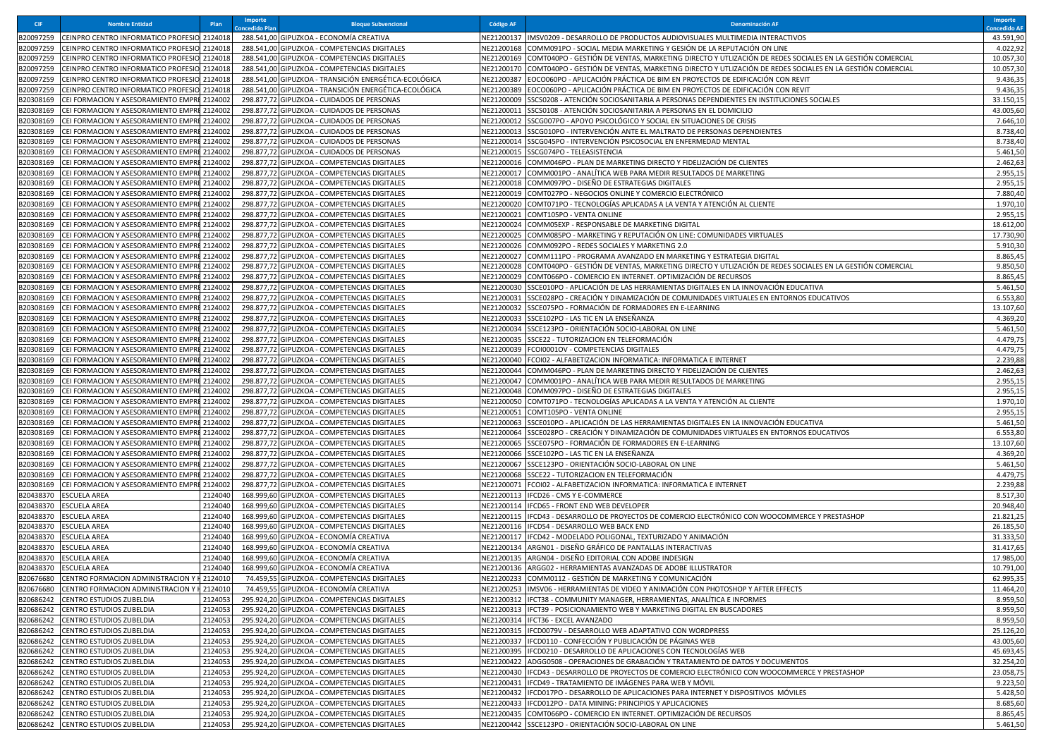| CIF | Nombre Entidad | Plan | Importe Concedido Plan | Bloque Subvencional | Código AF | Denominación AF | Importe Concedido AF |
|---|---|---|---|---|---|---|---|
| B20097259 | CEINPRO CENTRO INFORMATICO PROFESIO | 2124018 | 288.541,00 | GIPUZKOA - ECONOMÍA CREATIVA | NE21200137 | IMSV0209 - DESARROLLO DE PRODUCTOS AUDIOVISUALES MULTIMEDIA INTERACTIVOS | 43.591,90 |
| B20097259 | CEINPRO CENTRO INFORMATICO PROFESIO | 2124018 | 288.541,00 | GIPUZKOA - COMPETENCIAS DIGITALES | NE21200168 | COMM091PO - SOCIAL MEDIA MARKETING Y GESIÓN DE LA REPUTACIÓN ON LINE | 4.022,92 |
| B20097259 | CEINPRO CENTRO INFORMATICO PROFESIO | 2124018 | 288.541,00 | GIPUZKOA - COMPETENCIAS DIGITALES | NE21200169 | COMT040PO - GESTIÓN DE VENTAS, MARKETING DIRECTO Y UTLIZACIÓN DE REDES SOCIALES EN LA GESTIÓN COMERCIAL | 10.057,30 |
| B20097259 | CEINPRO CENTRO INFORMATICO PROFESIO | 2124018 | 288.541,00 | GIPUZKOA - COMPETENCIAS DIGITALES | NE21200170 | COMT040PO - GESTIÓN DE VENTAS, MARKETING DIRECTO Y UTLIZACIÓN DE REDES SOCIALES EN LA GESTIÓN COMERCIAL | 10.057,30 |
| B20097259 | CEINPRO CENTRO INFORMATICO PROFESIO | 2124018 | 288.541,00 | GIPUZKOA - TRANSICIÓN ENERGÉTICA-ECOLÓGICA | NE21200387 | EOCO060PO - APLICACIÓN PRÁCTICA DE BIM EN PROYECTOS DE EDIFICACIÓN CON REVIT | 9.436,35 |
| B20097259 | CEINPRO CENTRO INFORMATICO PROFESIO | 2124018 | 288.541,00 | GIPUZKOA - TRANSICIÓN ENERGÉTICA-ECOLÓGICA | NE21200389 | EOCO060PO - APLICACIÓN PRÁCTICA DE BIM EN PROYECTOS DE EDIFICACIÓN CON REVIT | 9.436,35 |
| B20308169 | CEI FORMACION Y ASESORAMIENTO EMPRE | 2124002 | 298.877,72 | GIPUZKOA - CUIDADOS DE PERSONAS | NE21200009 | SSCS0208 - ATENCIÓN SOCIOSANITARIA A PERSONAS DEPENDIENTES EN INSTITUCIONES SOCIALES | 33.150,15 |
| B20308169 | CEI FORMACION Y ASESORAMIENTO EMPRE | 2124002 | 298.877,72 | GIPUZKOA - CUIDADOS DE PERSONAS | NE21200011 | SSCS0108 - ATENCIÓN SOCIOSANITARIA A PERSONAS EN EL DOMICILIO | 43.005,60 |
| B20308169 | CEI FORMACION Y ASESORAMIENTO EMPRE | 2124002 | 298.877,72 | GIPUZKOA - CUIDADOS DE PERSONAS | NE21200012 | SSCG007PO - APOYO PSICOLÓGICO Y SOCIAL EN SITUACIONES DE CRISIS | 7.646,10 |
| B20308169 | CEI FORMACION Y ASESORAMIENTO EMPRE | 2124002 | 298.877,72 | GIPUZKOA - CUIDADOS DE PERSONAS | NE21200013 | SSCG010PO - INTERVENCIÓN ANTE EL MALTRATO DE PERSONAS DEPENDIENTES | 8.738,40 |
| B20308169 | CEI FORMACION Y ASESORAMIENTO EMPRE | 2124002 | 298.877,72 | GIPUZKOA - CUIDADOS DE PERSONAS | NE21200014 | SSCG045PO - INTERVENCIÓN PSICOSOCIAL EN ENFERMEDAD MENTAL | 8.738,40 |
| B20308169 | CEI FORMACION Y ASESORAMIENTO EMPRE | 2124002 | 298.877,72 | GIPUZKOA - CUIDADOS DE PERSONAS | NE21200015 | SSCG074PO - TELEASISTENCIA | 5.461,50 |
| B20308169 | CEI FORMACION Y ASESORAMIENTO EMPRE | 2124002 | 298.877,72 | GIPUZKOA - COMPETENCIAS DIGITALES | NE21200016 | COMM046PO - PLAN DE MARKETING DIRECTO Y FIDELIZACIÓN DE CLIENTES | 2.462,63 |
| B20308169 | CEI FORMACION Y ASESORAMIENTO EMPRE | 2124002 | 298.877,72 | GIPUZKOA - COMPETENCIAS DIGITALES | NE21200017 | COMM001PO - ANALÍTICA WEB PARA MEDIR RESULTADOS DE MARKETING | 2.955,15 |
| B20308169 | CEI FORMACION Y ASESORAMIENTO EMPRE | 2124002 | 298.877,72 | GIPUZKOA - COMPETENCIAS DIGITALES | NE21200018 | COMM097PO - DISEÑO DE ESTRATEGIAS DIGITALES | 2.955,15 |
| B20308169 | CEI FORMACION Y ASESORAMIENTO EMPRE | 2124002 | 298.877,72 | GIPUZKOA - COMPETENCIAS DIGITALES | NE21200019 | COMT027PO - NEGOCIOS ONLINE Y COMERCIO ELECTRÓNICO | 7.880,40 |
| B20308169 | CEI FORMACION Y ASESORAMIENTO EMPRE | 2124002 | 298.877,72 | GIPUZKOA - COMPETENCIAS DIGITALES | NE21200020 | COMT071PO - TECNOLOGÍAS APLICADAS A LA VENTA Y ATENCIÓN AL CLIENTE | 1.970,10 |
| B20308169 | CEI FORMACION Y ASESORAMIENTO EMPRE | 2124002 | 298.877,72 | GIPUZKOA - COMPETENCIAS DIGITALES | NE21200021 | COMT105PO - VENTA ONLINE | 2.955,15 |
| B20308169 | CEI FORMACION Y ASESORAMIENTO EMPRE | 2124002 | 298.877,72 | GIPUZKOA - COMPETENCIAS DIGITALES | NE21200024 | COMM05EXP - RESPONSABLE DE MARKETING DIGITAL | 18.612,00 |
| B20308169 | CEI FORMACION Y ASESORAMIENTO EMPRE | 2124002 | 298.877,72 | GIPUZKOA - COMPETENCIAS DIGITALES | NE21200025 | COMM085PO - MARKETING Y REPUTACIÓN ON LINE: COMUNIDADES VIRTUALES | 17.730,90 |
| B20308169 | CEI FORMACION Y ASESORAMIENTO EMPRE | 2124002 | 298.877,72 | GIPUZKOA - COMPETENCIAS DIGITALES | NE21200026 | COMM092PO - REDES SOCIALES Y MARKETING 2.0 | 5.910,30 |
| B20308169 | CEI FORMACION Y ASESORAMIENTO EMPRE | 2124002 | 298.877,72 | GIPUZKOA - COMPETENCIAS DIGITALES | NE21200027 | COMM111PO - PROGRAMA AVANZADO EN MARKETING Y ESTRATEGIA DIGITAL | 8.865,45 |
| B20308169 | CEI FORMACION Y ASESORAMIENTO EMPRE | 2124002 | 298.877,72 | GIPUZKOA - COMPETENCIAS DIGITALES | NE21200028 | COMT040PO - GESTIÓN DE VENTAS, MARKETING DIRECTO Y UTLIZACIÓN DE REDES SOCIALES EN LA GESTIÓN COMERCIAL | 9.850,50 |
| B20308169 | CEI FORMACION Y ASESORAMIENTO EMPRE | 2124002 | 298.877,72 | GIPUZKOA - COMPETENCIAS DIGITALES | NE21200029 | COMT066PO - COMERCIO EN INTERNET. OPTIMIZACIÓN DE RECURSOS | 8.865,45 |
| B20308169 | CEI FORMACION Y ASESORAMIENTO EMPRE | 2124002 | 298.877,72 | GIPUZKOA - COMPETENCIAS DIGITALES | NE21200030 | SSCE010PO - APLICACIÓN DE LAS HERRAMIENTAS DIGITALES EN LA INNOVACIÓN EDUCATIVA | 5.461,50 |
| B20308169 | CEI FORMACION Y ASESORAMIENTO EMPRE | 2124002 | 298.877,72 | GIPUZKOA - COMPETENCIAS DIGITALES | NE21200031 | SSCE028PO - CREACIÓN Y DINAMIZACIÓN DE COMUNIDADES VIRTUALES EN ENTORNOS EDUCATIVOS | 6.553,80 |
| B20308169 | CEI FORMACION Y ASESORAMIENTO EMPRE | 2124002 | 298.877,72 | GIPUZKOA - COMPETENCIAS DIGITALES | NE21200032 | SSCE075PO - FORMACIÓN DE FORMADORES EN E-LEARNING | 13.107,60 |
| B20308169 | CEI FORMACION Y ASESORAMIENTO EMPRE | 2124002 | 298.877,72 | GIPUZKOA - COMPETENCIAS DIGITALES | NE21200033 | SSCE102PO - LAS TIC EN LA ENSEÑANZA | 4.369,20 |
| B20308169 | CEI FORMACION Y ASESORAMIENTO EMPRE | 2124002 | 298.877,72 | GIPUZKOA - COMPETENCIAS DIGITALES | NE21200034 | SSCE123PO - ORIENTACIÓN SOCIO-LABORAL ON LINE | 5.461,50 |
| B20308169 | CEI FORMACION Y ASESORAMIENTO EMPRE | 2124002 | 298.877,72 | GIPUZKOA - COMPETENCIAS DIGITALES | NE21200035 | SSCE22 - TUTORIZACION EN TELEFORMACIÓN | 4.479,75 |
| B20308169 | CEI FORMACION Y ASESORAMIENTO EMPRE | 2124002 | 298.877,72 | GIPUZKOA - COMPETENCIAS DIGITALES | NE21200039 | FCOI0001OV - COMPETENCIAS DIGITALES | 4.479,75 |
| B20308169 | CEI FORMACION Y ASESORAMIENTO EMPRE | 2124002 | 298.877,72 | GIPUZKOA - COMPETENCIAS DIGITALES | NE21200040 | FCOI02 - ALFABETIZACION INFORMATICA: INFORMATICA E INTERNET | 2.239,88 |
| B20308169 | CEI FORMACION Y ASESORAMIENTO EMPRE | 2124002 | 298.877,72 | GIPUZKOA - COMPETENCIAS DIGITALES | NE21200044 | COMM046PO - PLAN DE MARKETING DIRECTO Y FIDELIZACIÓN DE CLIENTES | 2.462,63 |
| B20308169 | CEI FORMACION Y ASESORAMIENTO EMPRE | 2124002 | 298.877,72 | GIPUZKOA - COMPETENCIAS DIGITALES | NE21200047 | COMM001PO - ANALÍTICA WEB PARA MEDIR RESULTADOS DE MARKETING | 2.955,15 |
| B20308169 | CEI FORMACION Y ASESORAMIENTO EMPRE | 2124002 | 298.877,72 | GIPUZKOA - COMPETENCIAS DIGITALES | NE21200048 | COMM097PO - DISEÑO DE ESTRATEGIAS DIGITALES | 2.955,15 |
| B20308169 | CEI FORMACION Y ASESORAMIENTO EMPRE | 2124002 | 298.877,72 | GIPUZKOA - COMPETENCIAS DIGITALES | NE21200050 | COMT071PO - TECNOLOGÍAS APLICADAS A LA VENTA Y ATENCIÓN AL CLIENTE | 1.970,10 |
| B20308169 | CEI FORMACION Y ASESORAMIENTO EMPRE | 2124002 | 298.877,72 | GIPUZKOA - COMPETENCIAS DIGITALES | NE21200051 | COMT105PO - VENTA ONLINE | 2.955,15 |
| B20308169 | CEI FORMACION Y ASESORAMIENTO EMPRE | 2124002 | 298.877,72 | GIPUZKOA - COMPETENCIAS DIGITALES | NE21200063 | SSCE010PO - APLICACIÓN DE LAS HERRAMIENTAS DIGITALES EN LA INNOVACIÓN EDUCATIVA | 5.461,50 |
| B20308169 | CEI FORMACION Y ASESORAMIENTO EMPRE | 2124002 | 298.877,72 | GIPUZKOA - COMPETENCIAS DIGITALES | NE21200064 | SSCE028PO - CREACIÓN Y DINAMIZACIÓN DE COMUNIDADES VIRTUALES EN ENTORNOS EDUCATIVOS | 6.553,80 |
| B20308169 | CEI FORMACION Y ASESORAMIENTO EMPRE | 2124002 | 298.877,72 | GIPUZKOA - COMPETENCIAS DIGITALES | NE21200065 | SSCE075PO - FORMACIÓN DE FORMADORES EN E-LEARNING | 13.107,60 |
| B20308169 | CEI FORMACION Y ASESORAMIENTO EMPRE | 2124002 | 298.877,72 | GIPUZKOA - COMPETENCIAS DIGITALES | NE21200066 | SSCE102PO - LAS TIC EN LA ENSEÑANZA | 4.369,20 |
| B20308169 | CEI FORMACION Y ASESORAMIENTO EMPRE | 2124002 | 298.877,72 | GIPUZKOA - COMPETENCIAS DIGITALES | NE21200067 | SSCE123PO - ORIENTACIÓN SOCIO-LABORAL ON LINE | 5.461,50 |
| B20308169 | CEI FORMACION Y ASESORAMIENTO EMPRE | 2124002 | 298.877,72 | GIPUZKOA - COMPETENCIAS DIGITALES | NE21200068 | SSCE22 - TUTORIZACION EN TELEFORMACIÓN | 4.479,75 |
| B20308169 | CEI FORMACION Y ASESORAMIENTO EMPRE | 2124002 | 298.877,72 | GIPUZKOA - COMPETENCIAS DIGITALES | NE21200071 | FCOI02 - ALFABETIZACION INFORMATICA: INFORMATICA E INTERNET | 2.239,88 |
| B20438370 | ESCUELA AREA | 2124040 | 168.999,60 | GIPUZKOA - COMPETENCIAS DIGITALES | NE21200113 | IFCD26 - CMS Y E-COMMERCE | 8.517,30 |
| B20438370 | ESCUELA AREA | 2124040 | 168.999,60 | GIPUZKOA - COMPETENCIAS DIGITALES | NE21200114 | IFCD65 - FRONT END WEB DEVELOPER | 20.948,40 |
| B20438370 | ESCUELA AREA | 2124040 | 168.999,60 | GIPUZKOA - COMPETENCIAS DIGITALES | NE21200115 | IFCD43 - DESARROLLO DE PROYECTOS DE COMERCIO ELECTRÓNICO CON WOOCOMMERCE Y PRESTASHOP | 21.821,25 |
| B20438370 | ESCUELA AREA | 2124040 | 168.999,60 | GIPUZKOA - COMPETENCIAS DIGITALES | NE21200116 | IFCD54 - DESARROLLO WEB BACK END | 26.185,50 |
| B20438370 | ESCUELA AREA | 2124040 | 168.999,60 | GIPUZKOA - ECONOMÍA CREATIVA | NE21200117 | IFCD42 - MODELADO POLIGONAL, TEXTURIZADO Y ANIMACIÓN | 31.333,50 |
| B20438370 | ESCUELA AREA | 2124040 | 168.999,60 | GIPUZKOA - ECONOMÍA CREATIVA | NE21200134 | ARGN01 - DISEÑO GRÁFICO DE PANTALLAS INTERACTIVAS | 31.417,65 |
| B20438370 | ESCUELA AREA | 2124040 | 168.999,60 | GIPUZKOA - ECONOMÍA CREATIVA | NE21200135 | ARGN04 - DISEÑO EDITORIAL CON ADOBE INDESIGN | 17.985,00 |
| B20438370 | ESCUELA AREA | 2124040 | 168.999,60 | GIPUZKOA - ECONOMÍA CREATIVA | NE21200136 | ARGG02 - HERRAMIENTAS AVANZADAS DE ADOBE ILLUSTRATOR | 10.791,00 |
| B20676680 | CENTRO FORMACION ADMINISTRACION Y H | 2124010 | 74.459,55 | GIPUZKOA - COMPETENCIAS DIGITALES | NE21200233 | COMM0112 - GESTIÓN DE MARKETING Y COMUNICACIÓN | 62.995,35 |
| B20676680 | CENTRO FORMACION ADMINISTRACION Y H | 2124010 | 74.459,55 | GIPUZKOA - ECONOMÍA CREATIVA | NE21200253 | IMSV06 - HERRAMIENTAS DE VIDEO Y ANIMACIÓN CON PHOTOSHOP Y AFTER EFFECTS | 11.464,20 |
| B20686242 | CENTRO ESTUDIOS ZUBELDIA | 2124053 | 295.924,20 | GIPUZKOA - COMPETENCIAS DIGITALES | NE21200312 | IFCT38 - COMMUNITY MANAGER, HERRAMIENTAS, ANALÍTICA E INFORMES | 8.959,50 |
| B20686242 | CENTRO ESTUDIOS ZUBELDIA | 2124053 | 295.924,20 | GIPUZKOA - COMPETENCIAS DIGITALES | NE21200313 | IFCT39 - POSICIONAMIENTO WEB Y MARKETING DIGITAL EN BUSCADORES | 8.959,50 |
| B20686242 | CENTRO ESTUDIOS ZUBELDIA | 2124053 | 295.924,20 | GIPUZKOA - COMPETENCIAS DIGITALES | NE21200314 | IFCT36 - EXCEL AVANZADO | 8.959,50 |
| B20686242 | CENTRO ESTUDIOS ZUBELDIA | 2124053 | 295.924,20 | GIPUZKOA - COMPETENCIAS DIGITALES | NE21200315 | IFCD0079V - DESARROLLO WEB ADAPTATIVO CON WORDPRESS | 25.126,20 |
| B20686242 | CENTRO ESTUDIOS ZUBELDIA | 2124053 | 295.924,20 | GIPUZKOA - COMPETENCIAS DIGITALES | NE21200337 | IFCD0110 - CONFECCIÓN Y PUBLICACIÓN DE PÁGINAS WEB | 43.005,60 |
| B20686242 | CENTRO ESTUDIOS ZUBELDIA | 2124053 | 295.924,20 | GIPUZKOA - COMPETENCIAS DIGITALES | NE21200395 | IFCD0210 - DESARROLLO DE APLICACIONES CON TECNOLOGÍAS WEB | 45.693,45 |
| B20686242 | CENTRO ESTUDIOS ZUBELDIA | 2124053 | 295.924,20 | GIPUZKOA - COMPETENCIAS DIGITALES | NE21200422 | ADGG0508 - OPERACIONES DE GRABACIÓN Y TRATAMIENTO DE DATOS Y DOCUMENTOS | 32.254,20 |
| B20686242 | CENTRO ESTUDIOS ZUBELDIA | 2124053 | 295.924,20 | GIPUZKOA - COMPETENCIAS DIGITALES | NE21200430 | IFCD43 - DESARROLLO DE PROYECTOS DE COMERCIO ELECTRÓNICO CON WOOCOMMERCE Y PRESTASHOP | 23.058,75 |
| B20686242 | CENTRO ESTUDIOS ZUBELDIA | 2124053 | 295.924,20 | GIPUZKOA - COMPETENCIAS DIGITALES | NE21200431 | IFCD49 - TRATAMIENTO DE IMÁGENES PARA WEB Y MÓVIL | 9.223,50 |
| B20686242 | CENTRO ESTUDIOS ZUBELDIA | 2124053 | 295.924,20 | GIPUZKOA - COMPETENCIAS DIGITALES | NE21200432 | IFCD017PO - DESARROLLO DE APLICACIONES PARA INTERNET Y DISPOSITIVOS MÓVILES | 5.428,50 |
| B20686242 | CENTRO ESTUDIOS ZUBELDIA | 2124053 | 295.924,20 | GIPUZKOA - COMPETENCIAS DIGITALES | NE21200433 | IFCD012PO - DATA MINING: PRINCIPIOS Y APLICACIONES | 8.685,60 |
| B20686242 | CENTRO ESTUDIOS ZUBELDIA | 2124053 | 295.924,20 | GIPUZKOA - COMPETENCIAS DIGITALES | NE21200435 | COMT066PO - COMERCIO EN INTERNET. OPTIMIZACIÓN DE RECURSOS | 8.865,45 |
| B20686242 | CENTRO ESTUDIOS ZUBELDIA | 2124053 | 295.924,20 | GIPUZKOA - COMPETENCIAS DIGITALES | NE21200442 | SSCE123PO - ORIENTACIÓN SOCIO-LABORAL ON LINE | 5.461,50 |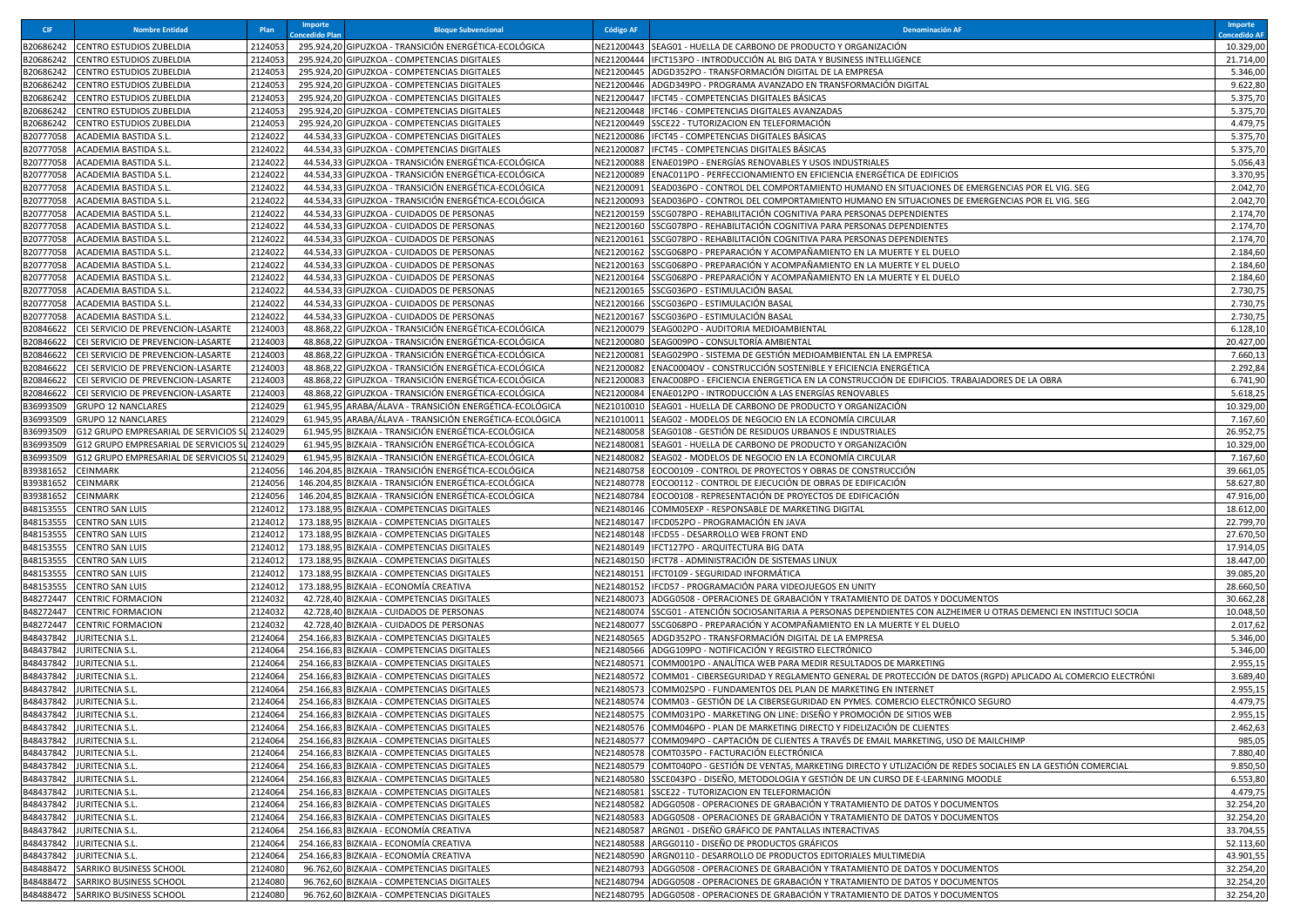| CIF | Nombre Entidad | Plan | Importe Concedido Plan | Bloque Subvencional | Código AF | Denominación AF | Importe Concedido AF |
|---|---|---|---|---|---|---|---|
| B20686242 | CENTRO ESTUDIOS ZUBELDIA | 2124053 | 295.924,20 | GIPUZKOA - TRANSICIÓN ENERGÉTICA-ECOLÓGICA | NE21200443 | SEAG01 - HUELLA DE CARBONO DE PRODUCTO Y ORGANIZACIÓN | 10.329,00 |
| B20686242 | CENTRO ESTUDIOS ZUBELDIA | 2124053 | 295.924,20 | GIPUZKOA - COMPETENCIAS DIGITALES | NE21200444 | IFCT153PO - INTRODUCCIÓN AL BIG DATA Y BUSINESS INTELLIGENCE | 21.714,00 |
| B20686242 | CENTRO ESTUDIOS ZUBELDIA | 2124053 | 295.924,20 | GIPUZKOA - COMPETENCIAS DIGITALES | NE21200445 | ADGD352PO - TRANSFORMACIÓN DIGITAL DE LA EMPRESA | 5.346,00 |
| B20686242 | CENTRO ESTUDIOS ZUBELDIA | 2124053 | 295.924,20 | GIPUZKOA - COMPETENCIAS DIGITALES | NE21200446 | ADGD349PO - PROGRAMA AVANZADO EN TRANSFORMACIÓN DIGITAL | 9.622,80 |
| B20686242 | CENTRO ESTUDIOS ZUBELDIA | 2124053 | 295.924,20 | GIPUZKOA - COMPETENCIAS DIGITALES | NE21200447 | IFCT45 - COMPETENCIAS DIGITALES BÁSICAS | 5.375,70 |
| B20686242 | CENTRO ESTUDIOS ZUBELDIA | 2124053 | 295.924,20 | GIPUZKOA - COMPETENCIAS DIGITALES | NE21200448 | IFCT46 - COMPETENCIAS DIGITALES AVANZADAS | 5.375,70 |
| B20686242 | CENTRO ESTUDIOS ZUBELDIA | 2124053 | 295.924,20 | GIPUZKOA - COMPETENCIAS DIGITALES | NE21200449 | SSCE22 - TUTORIZACION EN TELEFORMACIÓN | 4.479,75 |
| B20777058 | ACADEMIA BASTIDA S.L. | 2124022 | 44.534,33 | GIPUZKOA - COMPETENCIAS DIGITALES | NE21200086 | IFCT45 - COMPETENCIAS DIGITALES BÁSICAS | 5.375,70 |
| B20777058 | ACADEMIA BASTIDA S.L. | 2124022 | 44.534,33 | GIPUZKOA - COMPETENCIAS DIGITALES | NE21200087 | IFCT45 - COMPETENCIAS DIGITALES BÁSICAS | 5.375,70 |
| B20777058 | ACADEMIA BASTIDA S.L. | 2124022 | 44.534,33 | GIPUZKOA - TRANSICIÓN ENERGÉTICA-ECOLÓGICA | NE21200088 | ENAE019PO - ENERGÍAS RENOVABLES Y USOS INDUSTRIALES | 5.056,43 |
| B20777058 | ACADEMIA BASTIDA S.L. | 2124022 | 44.534,33 | GIPUZKOA - TRANSICIÓN ENERGÉTICA-ECOLÓGICA | NE21200089 | ENAC011PO - PERFECCIONAMIENTO EN EFICIENCIA ENERGÉTICA DE EDIFICIOS | 3.370,95 |
| B20777058 | ACADEMIA BASTIDA S.L. | 2124022 | 44.534,33 | GIPUZKOA - TRANSICIÓN ENERGÉTICA-ECOLÓGICA | NE21200091 | SEAD036PO - CONTROL DEL COMPORTAMIENTO HUMANO EN SITUACIONES DE EMERGENCIAS POR EL VIG. SEG | 2.042,70 |
| B20777058 | ACADEMIA BASTIDA S.L. | 2124022 | 44.534,33 | GIPUZKOA - TRANSICIÓN ENERGÉTICA-ECOLÓGICA | NE21200093 | SEAD036PO - CONTROL DEL COMPORTAMIENTO HUMANO EN SITUACIONES DE EMERGENCIAS POR EL VIG. SEG | 2.042,70 |
| B20777058 | ACADEMIA BASTIDA S.L. | 2124022 | 44.534,33 | GIPUZKOA - CUIDADOS DE PERSONAS | NE21200159 | SSCG078PO - REHABILITACIÓN COGNITIVA PARA PERSONAS DEPENDIENTES | 2.174,70 |
| B20777058 | ACADEMIA BASTIDA S.L. | 2124022 | 44.534,33 | GIPUZKOA - CUIDADOS DE PERSONAS | NE21200160 | SSCG078PO - REHABILITACIÓN COGNITIVA PARA PERSONAS DEPENDIENTES | 2.174,70 |
| B20777058 | ACADEMIA BASTIDA S.L. | 2124022 | 44.534,33 | GIPUZKOA - CUIDADOS DE PERSONAS | NE21200161 | SSCG078PO - REHABILITACIÓN COGNITIVA PARA PERSONAS DEPENDIENTES | 2.174,70 |
| B20777058 | ACADEMIA BASTIDA S.L. | 2124022 | 44.534,33 | GIPUZKOA - CUIDADOS DE PERSONAS | NE21200162 | SSCG068PO - PREPARACIÓN Y ACOMPAÑAMIENTO EN LA MUERTE Y EL DUELO | 2.184,60 |
| B20777058 | ACADEMIA BASTIDA S.L. | 2124022 | 44.534,33 | GIPUZKOA - CUIDADOS DE PERSONAS | NE21200163 | SSCG068PO - PREPARACIÓN Y ACOMPAÑAMIENTO EN LA MUERTE Y EL DUELO | 2.184,60 |
| B20777058 | ACADEMIA BASTIDA S.L. | 2124022 | 44.534,33 | GIPUZKOA - CUIDADOS DE PERSONAS | NE21200164 | SSCG068PO - PREPARACIÓN Y ACOMPAÑAMIENTO EN LA MUERTE Y EL DUELO | 2.184,60 |
| B20777058 | ACADEMIA BASTIDA S.L. | 2124022 | 44.534,33 | GIPUZKOA - CUIDADOS DE PERSONAS | NE21200165 | SSCG036PO - ESTIMULACIÓN BASAL | 2.730,75 |
| B20777058 | ACADEMIA BASTIDA S.L. | 2124022 | 44.534,33 | GIPUZKOA - CUIDADOS DE PERSONAS | NE21200166 | SSCG036PO - ESTIMULACIÓN BASAL | 2.730,75 |
| B20777058 | ACADEMIA BASTIDA S.L. | 2124022 | 44.534,33 | GIPUZKOA - CUIDADOS DE PERSONAS | NE21200167 | SSCG036PO - ESTIMULACIÓN BASAL | 2.730,75 |
| B20846622 | CEI SERVICIO DE PREVENCION-LASARTE | 2124003 | 48.868,22 | GIPUZKOA - TRANSICIÓN ENERGÉTICA-ECOLÓGICA | NE21200079 | SEAG002PO - AUDITORIA MEDIOAMBIENTAL | 6.128,10 |
| B20846622 | CEI SERVICIO DE PREVENCION-LASARTE | 2124003 | 48.868,22 | GIPUZKOA - TRANSICIÓN ENERGÉTICA-ECOLÓGICA | NE21200080 | SEAG009PO - CONSULTORÍA AMBIENTAL | 20.427,00 |
| B20846622 | CEI SERVICIO DE PREVENCION-LASARTE | 2124003 | 48.868,22 | GIPUZKOA - TRANSICIÓN ENERGÉTICA-ECOLÓGICA | NE21200081 | SEAG029PO - SISTEMA DE GESTIÓN MEDIOAMBIENTAL EN LA EMPRESA | 7.660,13 |
| B20846622 | CEI SERVICIO DE PREVENCION-LASARTE | 2124003 | 48.868,22 | GIPUZKOA - TRANSICIÓN ENERGÉTICA-ECOLÓGICA | NE21200082 | ENAC0004OV - CONSTRUCCIÓN SOSTENIBLE Y EFICIENCIA ENERGÉTICA | 2.292,84 |
| B20846622 | CEI SERVICIO DE PREVENCION-LASARTE | 2124003 | 48.868,22 | GIPUZKOA - TRANSICIÓN ENERGÉTICA-ECOLÓGICA | NE21200083 | ENAC008PO - EFICIENCIA ENERGETICA EN LA CONSTRUCCIÓN DE EDIFICIOS. TRABAJADORES DE LA OBRA | 6.741,90 |
| B20846622 | CEI SERVICIO DE PREVENCION-LASARTE | 2124003 | 48.868,22 | GIPUZKOA - TRANSICIÓN ENERGÉTICA-ECOLÓGICA | NE21200084 | ENAE012PO - INTRODUCCIÓN A LAS ENERGÍAS RENOVABLES | 5.618,25 |
| B36993509 | GRUPO 12 NANCLARES | 2124029 | 61.945,95 | ARABA/ÁLAVA - TRANSICIÓN ENERGÉTICA-ECOLÓGICA | NE21010010 | SEAG01 - HUELLA DE CARBONO DE PRODUCTO Y ORGANIZACIÓN | 10.329,00 |
| B36993509 | GRUPO 12 NANCLARES | 2124029 | 61.945,95 | ARABA/ÁLAVA - TRANSICIÓN ENERGÉTICA-ECOLÓGICA | NE21010011 | SEAG02 - MODELOS DE NEGOCIO EN LA ECONOMÍA CIRCULAR | 7.167,60 |
| B36993509 | G12 GRUPO EMPRESARIAL DE SERVICIOS SL | 2124029 | 61.945,95 | BIZKAIA - TRANSICIÓN ENERGÉTICA-ECOLÓGICA | NE21480058 | SEAG0108 - GESTIÓN DE RESIDUOS URBANOS E INDUSTRIALES | 26.952,75 |
| B36993509 | G12 GRUPO EMPRESARIAL DE SERVICIOS SL | 2124029 | 61.945,95 | BIZKAIA - TRANSICIÓN ENERGÉTICA-ECOLÓGICA | NE21480081 | SEAG01 - HUELLA DE CARBONO DE PRODUCTO Y ORGANIZACIÓN | 10.329,00 |
| B36993509 | G12 GRUPO EMPRESARIAL DE SERVICIOS SL | 2124029 | 61.945,95 | BIZKAIA - TRANSICIÓN ENERGÉTICA-ECOLÓGICA | NE21480082 | SEAG02 - MODELOS DE NEGOCIO EN LA ECONOMÍA CIRCULAR | 7.167,60 |
| B39381652 | CEINMARK | 2124056 | 146.204,85 | BIZKAIA - TRANSICIÓN ENERGÉTICA-ECOLÓGICA | NE21480758 | EOCO0109 - CONTROL DE PROYECTOS Y OBRAS DE CONSTRUCCIÓN | 39.661,05 |
| B39381652 | CEINMARK | 2124056 | 146.204,85 | BIZKAIA - TRANSICIÓN ENERGÉTICA-ECOLÓGICA | NE21480778 | EOCO0112 - CONTROL DE EJECUCIÓN DE OBRAS DE EDIFICACIÓN | 58.627,80 |
| B39381652 | CEINMARK | 2124056 | 146.204,85 | BIZKAIA - TRANSICIÓN ENERGÉTICA-ECOLÓGICA | NE21480784 | EOCO0108 - REPRESENTACIÓN DE PROYECTOS DE EDIFICACIÓN | 47.916,00 |
| B48153555 | CENTRO SAN LUIS | 2124012 | 173.188,95 | BIZKAIA - COMPETENCIAS DIGITALES | NE21480146 | COMM05EXP - RESPONSABLE DE MARKETING DIGITAL | 18.612,00 |
| B48153555 | CENTRO SAN LUIS | 2124012 | 173.188,95 | BIZKAIA - COMPETENCIAS DIGITALES | NE21480147 | IFCD052PO - PROGRAMACIÓN EN JAVA | 22.799,70 |
| B48153555 | CENTRO SAN LUIS | 2124012 | 173.188,95 | BIZKAIA - COMPETENCIAS DIGITALES | NE21480148 | IFCD55 - DESARROLLO WEB FRONT END | 27.670,50 |
| B48153555 | CENTRO SAN LUIS | 2124012 | 173.188,95 | BIZKAIA - COMPETENCIAS DIGITALES | NE21480149 | IFCT127PO - ARQUITECTURA BIG DATA | 17.914,05 |
| B48153555 | CENTRO SAN LUIS | 2124012 | 173.188,95 | BIZKAIA - COMPETENCIAS DIGITALES | NE21480150 | IFCT78 - ADMINISTRACIÓN DE SISTEMAS LINUX | 18.447,00 |
| B48153555 | CENTRO SAN LUIS | 2124012 | 173.188,95 | BIZKAIA - COMPETENCIAS DIGITALES | NE21480151 | IFCT0109 - SEGURIDAD INFORMÁTICA | 39.085,20 |
| B48153555 | CENTRO SAN LUIS | 2124012 | 173.188,95 | BIZKAIA - ECONOMÍA CREATIVA | NE21480152 | IFCD57 - PROGRAMACIÓN PARA VIDEOJUEGOS EN UNITY | 28.660,50 |
| B48272447 | CENTRIC FORMACION | 2124032 | 42.728,40 | BIZKAIA - COMPETENCIAS DIGITALES | NE21480073 | ADGG0508 - OPERACIONES DE GRABACIÓN Y TRATAMIENTO DE DATOS Y DOCUMENTOS | 30.662,28 |
| B48272447 | CENTRIC FORMACION | 2124032 | 42.728,40 | BIZKAIA - CUIDADOS DE PERSONAS | NE21480074 | SSCG01 - ATENCIÓN SOCIOSANITARIA A PERSONAS DEPENDIENTES CON ALZHEIMER U OTRAS DEMENCI EN INSTITUCI SOCIA | 10.048,50 |
| B48272447 | CENTRIC FORMACION | 2124032 | 42.728,40 | BIZKAIA - CUIDADOS DE PERSONAS | NE21480077 | SSCG068PO - PREPARACIÓN Y ACOMPAÑAMIENTO EN LA MUERTE Y EL DUELO | 2.017,62 |
| B48437842 | JURITECNIA S.L. | 2124064 | 254.166,83 | BIZKAIA - COMPETENCIAS DIGITALES | NE21480565 | ADGD352PO - TRANSFORMACIÓN DIGITAL DE LA EMPRESA | 5.346,00 |
| B48437842 | JURITECNIA S.L. | 2124064 | 254.166,83 | BIZKAIA - COMPETENCIAS DIGITALES | NE21480566 | ADGG109PO - NOTIFICACIÓN Y REGISTRO ELECTRÓNICO | 5.346,00 |
| B48437842 | JURITECNIA S.L. | 2124064 | 254.166,83 | BIZKAIA - COMPETENCIAS DIGITALES | NE21480571 | COMM001PO - ANALÍTICA WEB PARA MEDIR RESULTADOS DE MARKETING | 2.955,15 |
| B48437842 | JURITECNIA S.L. | 2124064 | 254.166,83 | BIZKAIA - COMPETENCIAS DIGITALES | NE21480572 | COMM01 - CIBERSEGURIDAD Y REGLAMENTO GENERAL DE PROTECCIÓN DE DATOS (RGPD) APLICADO AL COMERCIO ELECTRÓNI | 3.689,40 |
| B48437842 | JURITECNIA S.L. | 2124064 | 254.166,83 | BIZKAIA - COMPETENCIAS DIGITALES | NE21480573 | COMM025PO - FUNDAMENTOS DEL PLAN DE MARKETING EN INTERNET | 2.955,15 |
| B48437842 | JURITECNIA S.L. | 2124064 | 254.166,83 | BIZKAIA - COMPETENCIAS DIGITALES | NE21480574 | COMM03 - GESTIÓN DE LA CIBERSEGURIDAD EN PYMES. COMERCIO ELECTRÓNICO SEGURO | 4.479,75 |
| B48437842 | JURITECNIA S.L. | 2124064 | 254.166,83 | BIZKAIA - COMPETENCIAS DIGITALES | NE21480575 | COMM031PO - MARKETING ON LINE: DISEÑO Y PROMOCIÓN DE SITIOS WEB | 2.955,15 |
| B48437842 | JURITECNIA S.L. | 2124064 | 254.166,83 | BIZKAIA - COMPETENCIAS DIGITALES | NE21480576 | COMM046PO - PLAN DE MARKETING DIRECTO Y FIDELIZACIÓN DE CLIENTES | 2.462,63 |
| B48437842 | JURITECNIA S.L. | 2124064 | 254.166,83 | BIZKAIA - COMPETENCIAS DIGITALES | NE21480577 | COMM094PO - CAPTACIÓN DE CLIENTES A TRAVÉS DE EMAIL MARKETING, USO DE MAILCHIMP | 985,05 |
| B48437842 | JURITECNIA S.L. | 2124064 | 254.166,83 | BIZKAIA - COMPETENCIAS DIGITALES | NE21480578 | COMT035PO - FACTURACIÓN ELECTRÓNICA | 7.880,40 |
| B48437842 | JURITECNIA S.L. | 2124064 | 254.166,83 | BIZKAIA - COMPETENCIAS DIGITALES | NE21480579 | COMT040PO - GESTIÓN DE VENTAS, MARKETING DIRECTO Y UTLIZACIÓN DE REDES SOCIALES EN LA GESTIÓN COMERCIAL | 9.850,50 |
| B48437842 | JURITECNIA S.L. | 2124064 | 254.166,83 | BIZKAIA - COMPETENCIAS DIGITALES | NE21480580 | SSCE043PO - DISEÑO, METODOLOGIA Y GESTIÓN DE UN CURSO DE E-LEARNING MOODLE | 6.553,80 |
| B48437842 | JURITECNIA S.L. | 2124064 | 254.166,83 | BIZKAIA - COMPETENCIAS DIGITALES | NE21480581 | SSCE22 - TUTORIZACION EN TELEFORMACIÓN | 4.479,75 |
| B48437842 | JURITECNIA S.L. | 2124064 | 254.166,83 | BIZKAIA - COMPETENCIAS DIGITALES | NE21480582 | ADGG0508 - OPERACIONES DE GRABACIÓN Y TRATAMIENTO DE DATOS Y DOCUMENTOS | 32.254,20 |
| B48437842 | JURITECNIA S.L. | 2124064 | 254.166,83 | BIZKAIA - COMPETENCIAS DIGITALES | NE21480583 | ADGG0508 - OPERACIONES DE GRABACIÓN Y TRATAMIENTO DE DATOS Y DOCUMENTOS | 32.254,20 |
| B48437842 | JURITECNIA S.L. | 2124064 | 254.166,83 | BIZKAIA - ECONOMÍA CREATIVA | NE21480587 | ARGN01 - DISEÑO GRÁFICO DE PANTALLAS INTERACTIVAS | 33.704,55 |
| B48437842 | JURITECNIA S.L. | 2124064 | 254.166,83 | BIZKAIA - ECONOMÍA CREATIVA | NE21480588 | ARGG0110 - DISEÑO DE PRODUCTOS GRÁFICOS | 52.113,60 |
| B48437842 | JURITECNIA S.L. | 2124064 | 254.166,83 | BIZKAIA - ECONOMÍA CREATIVA | NE21480590 | ARGN0110 - DESARROLLO DE PRODUCTOS EDITORIALES MULTIMEDIA | 43.901,55 |
| B48488472 | SARRIKO BUSINESS SCHOOL | 2124080 | 96.762,60 | BIZKAIA - COMPETENCIAS DIGITALES | NE21480793 | ADGG0508 - OPERACIONES DE GRABACIÓN Y TRATAMIENTO DE DATOS Y DOCUMENTOS | 32.254,20 |
| B48488472 | SARRIKO BUSINESS SCHOOL | 2124080 | 96.762,60 | BIZKAIA - COMPETENCIAS DIGITALES | NE21480794 | ADGG0508 - OPERACIONES DE GRABACIÓN Y TRATAMIENTO DE DATOS Y DOCUMENTOS | 32.254,20 |
| B48488472 | SARRIKO BUSINESS SCHOOL | 2124080 | 96.762,60 | BIZKAIA - COMPETENCIAS DIGITALES | NE21480795 | ADGG0508 - OPERACIONES DE GRABACIÓN Y TRATAMIENTO DE DATOS Y DOCUMENTOS | 32.254,20 |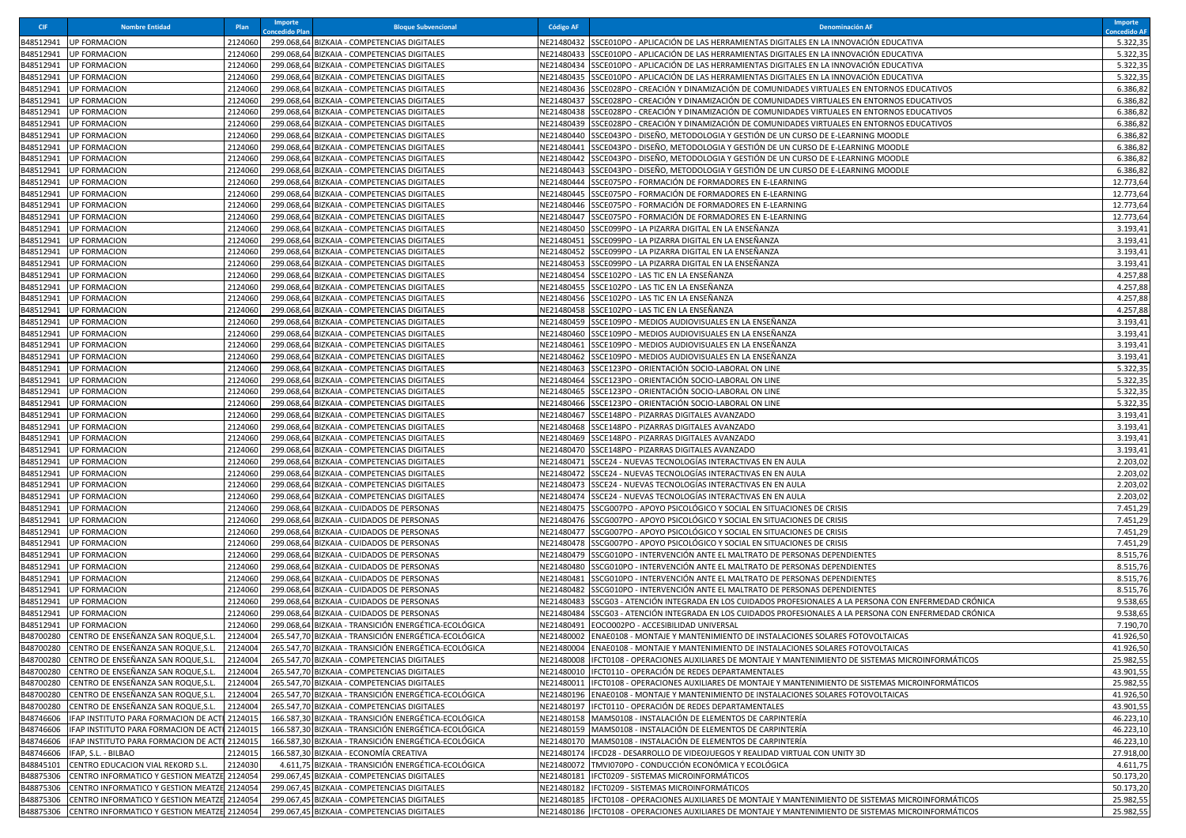| CIF | Nombre Entidad | Plan | Importe Concedido Plan | Bloque Subvencional | Código AF | Denominación AF | Importe Concedido AF |
|---|---|---|---|---|---|---|---|
| B48512941 | UP FORMACION | 2124060 | 299.068,64 | BIZKAIA - COMPETENCIAS DIGITALES | NE21480432 | SSCE010PO - APLICACIÓN DE LAS HERRAMIENTAS DIGITALES EN LA INNOVACIÓN EDUCATIVA | 5.322,35 |
| B48512941 | UP FORMACION | 2124060 | 299.068,64 | BIZKAIA - COMPETENCIAS DIGITALES | NE21480433 | SSCE010PO - APLICACIÓN DE LAS HERRAMIENTAS DIGITALES EN LA INNOVACIÓN EDUCATIVA | 5.322,35 |
| B48512941 | UP FORMACION | 2124060 | 299.068,64 | BIZKAIA - COMPETENCIAS DIGITALES | NE21480434 | SSCE010PO - APLICACIÓN DE LAS HERRAMIENTAS DIGITALES EN LA INNOVACIÓN EDUCATIVA | 5.322,35 |
| B48512941 | UP FORMACION | 2124060 | 299.068,64 | BIZKAIA - COMPETENCIAS DIGITALES | NE21480435 | SSCE010PO - APLICACIÓN DE LAS HERRAMIENTAS DIGITALES EN LA INNOVACIÓN EDUCATIVA | 5.322,35 |
| B48512941 | UP FORMACION | 2124060 | 299.068,64 | BIZKAIA - COMPETENCIAS DIGITALES | NE21480436 | SSCE028PO - CREACIÓN Y DINAMIZACIÓN DE COMUNIDADES VIRTUALES EN ENTORNOS EDUCATIVOS | 6.386,82 |
| B48512941 | UP FORMACION | 2124060 | 299.068,64 | BIZKAIA - COMPETENCIAS DIGITALES | NE21480437 | SSCE028PO - CREACIÓN Y DINAMIZACIÓN DE COMUNIDADES VIRTUALES EN ENTORNOS EDUCATIVOS | 6.386,82 |
| B48512941 | UP FORMACION | 2124060 | 299.068,64 | BIZKAIA - COMPETENCIAS DIGITALES | NE21480438 | SSCE028PO - CREACIÓN Y DINAMIZACIÓN DE COMUNIDADES VIRTUALES EN ENTORNOS EDUCATIVOS | 6.386,82 |
| B48512941 | UP FORMACION | 2124060 | 299.068,64 | BIZKAIA - COMPETENCIAS DIGITALES | NE21480439 | SSCE028PO - CREACIÓN Y DINAMIZACIÓN DE COMUNIDADES VIRTUALES EN ENTORNOS EDUCATIVOS | 6.386,82 |
| B48512941 | UP FORMACION | 2124060 | 299.068,64 | BIZKAIA - COMPETENCIAS DIGITALES | NE21480440 | SSCE043PO - DISEÑO, METODOLOGIA Y GESTIÓN DE UN CURSO DE E-LEARNING MOODLE | 6.386,82 |
| B48512941 | UP FORMACION | 2124060 | 299.068,64 | BIZKAIA - COMPETENCIAS DIGITALES | NE21480441 | SSCE043PO - DISEÑO, METODOLOGIA Y GESTIÓN DE UN CURSO DE E-LEARNING MOODLE | 6.386,82 |
| B48512941 | UP FORMACION | 2124060 | 299.068,64 | BIZKAIA - COMPETENCIAS DIGITALES | NE21480442 | SSCE043PO - DISEÑO, METODOLOGIA Y GESTIÓN DE UN CURSO DE E-LEARNING MOODLE | 6.386,82 |
| B48512941 | UP FORMACION | 2124060 | 299.068,64 | BIZKAIA - COMPETENCIAS DIGITALES | NE21480443 | SSCE043PO - DISEÑO, METODOLOGIA Y GESTIÓN DE UN CURSO DE E-LEARNING MOODLE | 6.386,82 |
| B48512941 | UP FORMACION | 2124060 | 299.068,64 | BIZKAIA - COMPETENCIAS DIGITALES | NE21480444 | SSCE075PO - FORMACIÓN DE FORMADORES EN E-LEARNING | 12.773,64 |
| B48512941 | UP FORMACION | 2124060 | 299.068,64 | BIZKAIA - COMPETENCIAS DIGITALES | NE21480445 | SSCE075PO - FORMACIÓN DE FORMADORES EN E-LEARNING | 12.773,64 |
| B48512941 | UP FORMACION | 2124060 | 299.068,64 | BIZKAIA - COMPETENCIAS DIGITALES | NE21480446 | SSCE075PO - FORMACIÓN DE FORMADORES EN E-LEARNING | 12.773,64 |
| B48512941 | UP FORMACION | 2124060 | 299.068,64 | BIZKAIA - COMPETENCIAS DIGITALES | NE21480447 | SSCE075PO - FORMACIÓN DE FORMADORES EN E-LEARNING | 12.773,64 |
| B48512941 | UP FORMACION | 2124060 | 299.068,64 | BIZKAIA - COMPETENCIAS DIGITALES | NE21480450 | SSCE099PO - LA PIZARRA DIGITAL EN LA ENSEÑANZA | 3.193,41 |
| B48512941 | UP FORMACION | 2124060 | 299.068,64 | BIZKAIA - COMPETENCIAS DIGITALES | NE21480451 | SSCE099PO - LA PIZARRA DIGITAL EN LA ENSEÑANZA | 3.193,41 |
| B48512941 | UP FORMACION | 2124060 | 299.068,64 | BIZKAIA - COMPETENCIAS DIGITALES | NE21480452 | SSCE099PO - LA PIZARRA DIGITAL EN LA ENSEÑANZA | 3.193,41 |
| B48512941 | UP FORMACION | 2124060 | 299.068,64 | BIZKAIA - COMPETENCIAS DIGITALES | NE21480453 | SSCE099PO - LA PIZARRA DIGITAL EN LA ENSEÑANZA | 3.193,41 |
| B48512941 | UP FORMACION | 2124060 | 299.068,64 | BIZKAIA - COMPETENCIAS DIGITALES | NE21480454 | SSCE102PO - LAS TIC EN LA ENSEÑANZA | 4.257,88 |
| B48512941 | UP FORMACION | 2124060 | 299.068,64 | BIZKAIA - COMPETENCIAS DIGITALES | NE21480455 | SSCE102PO - LAS TIC EN LA ENSEÑANZA | 4.257,88 |
| B48512941 | UP FORMACION | 2124060 | 299.068,64 | BIZKAIA - COMPETENCIAS DIGITALES | NE21480456 | SSCE102PO - LAS TIC EN LA ENSEÑANZA | 4.257,88 |
| B48512941 | UP FORMACION | 2124060 | 299.068,64 | BIZKAIA - COMPETENCIAS DIGITALES | NE21480458 | SSCE102PO - LAS TIC EN LA ENSEÑANZA | 4.257,88 |
| B48512941 | UP FORMACION | 2124060 | 299.068,64 | BIZKAIA - COMPETENCIAS DIGITALES | NE21480459 | SSCE109PO - MEDIOS AUDIOVISUALES EN LA ENSEÑANZA | 3.193,41 |
| B48512941 | UP FORMACION | 2124060 | 299.068,64 | BIZKAIA - COMPETENCIAS DIGITALES | NE21480460 | SSCE109PO - MEDIOS AUDIOVISUALES EN LA ENSEÑANZA | 3.193,41 |
| B48512941 | UP FORMACION | 2124060 | 299.068,64 | BIZKAIA - COMPETENCIAS DIGITALES | NE21480461 | SSCE109PO - MEDIOS AUDIOVISUALES EN LA ENSEÑANZA | 3.193,41 |
| B48512941 | UP FORMACION | 2124060 | 299.068,64 | BIZKAIA - COMPETENCIAS DIGITALES | NE21480462 | SSCE109PO - MEDIOS AUDIOVISUALES EN LA ENSEÑANZA | 3.193,41 |
| B48512941 | UP FORMACION | 2124060 | 299.068,64 | BIZKAIA - COMPETENCIAS DIGITALES | NE21480463 | SSCE123PO - ORIENTACIÓN SOCIO-LABORAL ON LINE | 5.322,35 |
| B48512941 | UP FORMACION | 2124060 | 299.068,64 | BIZKAIA - COMPETENCIAS DIGITALES | NE21480464 | SSCE123PO - ORIENTACIÓN SOCIO-LABORAL ON LINE | 5.322,35 |
| B48512941 | UP FORMACION | 2124060 | 299.068,64 | BIZKAIA - COMPETENCIAS DIGITALES | NE21480465 | SSCE123PO - ORIENTACIÓN SOCIO-LABORAL ON LINE | 5.322,35 |
| B48512941 | UP FORMACION | 2124060 | 299.068,64 | BIZKAIA - COMPETENCIAS DIGITALES | NE21480466 | SSCE123PO - ORIENTACIÓN SOCIO-LABORAL ON LINE | 5.322,35 |
| B48512941 | UP FORMACION | 2124060 | 299.068,64 | BIZKAIA - COMPETENCIAS DIGITALES | NE21480467 | SSCE148PO - PIZARRAS DIGITALES AVANZADO | 3.193,41 |
| B48512941 | UP FORMACION | 2124060 | 299.068,64 | BIZKAIA - COMPETENCIAS DIGITALES | NE21480468 | SSCE148PO - PIZARRAS DIGITALES AVANZADO | 3.193,41 |
| B48512941 | UP FORMACION | 2124060 | 299.068,64 | BIZKAIA - COMPETENCIAS DIGITALES | NE21480469 | SSCE148PO - PIZARRAS DIGITALES AVANZADO | 3.193,41 |
| B48512941 | UP FORMACION | 2124060 | 299.068,64 | BIZKAIA - COMPETENCIAS DIGITALES | NE21480470 | SSCE148PO - PIZARRAS DIGITALES AVANZADO | 3.193,41 |
| B48512941 | UP FORMACION | 2124060 | 299.068,64 | BIZKAIA - COMPETENCIAS DIGITALES | NE21480471 | SSCE24 - NUEVAS TECNOLOGÍAS INTERACTIVAS EN EN AULA | 2.203,02 |
| B48512941 | UP FORMACION | 2124060 | 299.068,64 | BIZKAIA - COMPETENCIAS DIGITALES | NE21480472 | SSCE24 - NUEVAS TECNOLOGÍAS INTERACTIVAS EN EN AULA | 2.203,02 |
| B48512941 | UP FORMACION | 2124060 | 299.068,64 | BIZKAIA - COMPETENCIAS DIGITALES | NE21480473 | SSCE24 - NUEVAS TECNOLOGÍAS INTERACTIVAS EN EN AULA | 2.203,02 |
| B48512941 | UP FORMACION | 2124060 | 299.068,64 | BIZKAIA - COMPETENCIAS DIGITALES | NE21480474 | SSCE24 - NUEVAS TECNOLOGÍAS INTERACTIVAS EN EN AULA | 2.203,02 |
| B48512941 | UP FORMACION | 2124060 | 299.068,64 | BIZKAIA - CUIDADOS DE PERSONAS | NE21480475 | SSCG007PO - APOYO PSICOLÓGICO Y SOCIAL EN SITUACIONES DE CRISIS | 7.451,29 |
| B48512941 | UP FORMACION | 2124060 | 299.068,64 | BIZKAIA - CUIDADOS DE PERSONAS | NE21480476 | SSCG007PO - APOYO PSICOLÓGICO Y SOCIAL EN SITUACIONES DE CRISIS | 7.451,29 |
| B48512941 | UP FORMACION | 2124060 | 299.068,64 | BIZKAIA - CUIDADOS DE PERSONAS | NE21480477 | SSCG007PO - APOYO PSICOLÓGICO Y SOCIAL EN SITUACIONES DE CRISIS | 7.451,29 |
| B48512941 | UP FORMACION | 2124060 | 299.068,64 | BIZKAIA - CUIDADOS DE PERSONAS | NE21480478 | SSCG007PO - APOYO PSICOLÓGICO Y SOCIAL EN SITUACIONES DE CRISIS | 7.451,29 |
| B48512941 | UP FORMACION | 2124060 | 299.068,64 | BIZKAIA - CUIDADOS DE PERSONAS | NE21480479 | SSCG010PO - INTERVENCIÓN ANTE EL MALTRATO DE PERSONAS DEPENDIENTES | 8.515,76 |
| B48512941 | UP FORMACION | 2124060 | 299.068,64 | BIZKAIA - CUIDADOS DE PERSONAS | NE21480480 | SSCG010PO - INTERVENCIÓN ANTE EL MALTRATO DE PERSONAS DEPENDIENTES | 8.515,76 |
| B48512941 | UP FORMACION | 2124060 | 299.068,64 | BIZKAIA - CUIDADOS DE PERSONAS | NE21480481 | SSCG010PO - INTERVENCIÓN ANTE EL MALTRATO DE PERSONAS DEPENDIENTES | 8.515,76 |
| B48512941 | UP FORMACION | 2124060 | 299.068,64 | BIZKAIA - CUIDADOS DE PERSONAS | NE21480482 | SSCG010PO - INTERVENCIÓN ANTE EL MALTRATO DE PERSONAS DEPENDIENTES | 8.515,76 |
| B48512941 | UP FORMACION | 2124060 | 299.068,64 | BIZKAIA - CUIDADOS DE PERSONAS | NE21480483 | SSCG03 - ATENCIÓN INTEGRADA EN LOS CUIDADOS PROFESIONALES A LA PERSONA CON ENFERMEDAD CRÓNICA | 9.538,65 |
| B48512941 | UP FORMACION | 2124060 | 299.068,64 | BIZKAIA - CUIDADOS DE PERSONAS | NE21480484 | SSCG03 - ATENCIÓN INTEGRADA EN LOS CUIDADOS PROFESIONALES A LA PERSONA CON ENFERMEDAD CRÓNICA | 9.538,65 |
| B48512941 | UP FORMACION | 2124060 | 299.068,64 | BIZKAIA - TRANSICIÓN ENERGÉTICA-ECOLÓGICA | NE21480491 | EOCO002PO - ACCESIBILIDAD UNIVERSAL | 7.190,70 |
| B48700280 | CENTRO DE ENSEÑANZA SAN ROQUE,S.L. | 2124004 | 265.547,70 | BIZKAIA - TRANSICIÓN ENERGÉTICA-ECOLÓGICA | NE21480002 | ENAE0108 - MONTAJE Y MANTENIMIENTO DE INSTALACIONES SOLARES FOTOVOLTAICAS | 41.926,50 |
| B48700280 | CENTRO DE ENSEÑANZA SAN ROQUE,S.L. | 2124004 | 265.547,70 | BIZKAIA - TRANSICIÓN ENERGÉTICA-ECOLÓGICA | NE21480004 | ENAE0108 - MONTAJE Y MANTENIMIENTO DE INSTALACIONES SOLARES FOTOVOLTAICAS | 41.926,50 |
| B48700280 | CENTRO DE ENSEÑANZA SAN ROQUE,S.L. | 2124004 | 265.547,70 | BIZKAIA - COMPETENCIAS DIGITALES | NE21480008 | IFCT0108 - OPERACIONES AUXILIARES DE MONTAJE Y MANTENIMIENTO DE SISTEMAS MICROINFORMÁTICOS | 25.982,55 |
| B48700280 | CENTRO DE ENSEÑANZA SAN ROQUE,S.L. | 2124004 | 265.547,70 | BIZKAIA - COMPETENCIAS DIGITALES | NE21480010 | IFCT0110 - OPERACIÓN DE REDES DEPARTAMENTALES | 43.901,55 |
| B48700280 | CENTRO DE ENSEÑANZA SAN ROQUE,S.L. | 2124004 | 265.547,70 | BIZKAIA - COMPETENCIAS DIGITALES | NE21480011 | IFCT0108 - OPERACIONES AUXILIARES DE MONTAJE Y MANTENIMIENTO DE SISTEMAS MICROINFORMÁTICOS | 25.982,55 |
| B48700280 | CENTRO DE ENSEÑANZA SAN ROQUE,S.L. | 2124004 | 265.547,70 | BIZKAIA - TRANSICIÓN ENERGÉTICA-ECOLÓGICA | NE21480196 | ENAE0108 - MONTAJE Y MANTENIMIENTO DE INSTALACIONES SOLARES FOTOVOLTAICAS | 41.926,50 |
| B48700280 | CENTRO DE ENSEÑANZA SAN ROQUE,S.L. | 2124004 | 265.547,70 | BIZKAIA - COMPETENCIAS DIGITALES | NE21480197 | IFCT0110 - OPERACIÓN DE REDES DEPARTAMENTALES | 43.901,55 |
| B48746606 | IFAP INSTITUTO PARA FORMACION DE ACTI | 2124015 | 166.587,30 | BIZKAIA - TRANSICIÓN ENERGÉTICA-ECOLÓGICA | NE21480158 | MAMS0108 - INSTALACIÓN DE ELEMENTOS DE CARPINTERÍA | 46.223,10 |
| B48746606 | IFAP INSTITUTO PARA FORMACION DE ACTI | 2124015 | 166.587,30 | BIZKAIA - TRANSICIÓN ENERGÉTICA-ECOLÓGICA | NE21480159 | MAMS0108 - INSTALACIÓN DE ELEMENTOS DE CARPINTERÍA | 46.223,10 |
| B48746606 | IFAP INSTITUTO PARA FORMACION DE ACTI | 2124015 | 166.587,30 | BIZKAIA - TRANSICIÓN ENERGÉTICA-ECOLÓGICA | NE21480170 | MAMS0108 - INSTALACIÓN DE ELEMENTOS DE CARPINTERÍA | 46.223,10 |
| B48746606 | IFAP, S.L. - BILBAO | 2124015 | 166.587,30 | BIZKAIA - ECONOMÍA CREATIVA | NE21480174 | IFCD28 - DESARROLLO DE VIDEOJUEGOS Y REALIDAD VIRTUAL CON UNITY 3D | 27.918,00 |
| B48845101 | CENTRO EDUCACION VIAL REKORD S.L. | 2124030 | 4.611,75 | BIZKAIA - TRANSICIÓN ENERGÉTICA-ECOLÓGICA | NE21480072 | TMVI070PO - CONDUCCIÓN ECONÓMICA Y ECOLÓGICA | 4.611,75 |
| B48875306 | CENTRO INFORMATICO Y GESTION MEATZE | 2124054 | 299.067,45 | BIZKAIA - COMPETENCIAS DIGITALES | NE21480181 | IFCT0209 - SISTEMAS MICROINFORMÁTICOS | 50.173,20 |
| B48875306 | CENTRO INFORMATICO Y GESTION MEATZE | 2124054 | 299.067,45 | BIZKAIA - COMPETENCIAS DIGITALES | NE21480182 | IFCT0209 - SISTEMAS MICROINFORMÁTICOS | 50.173,20 |
| B48875306 | CENTRO INFORMATICO Y GESTION MEATZE | 2124054 | 299.067,45 | BIZKAIA - COMPETENCIAS DIGITALES | NE21480185 | IFCT0108 - OPERACIONES AUXILIARES DE MONTAJE Y MANTENIMIENTO DE SISTEMAS MICROINFORMÁTICOS | 25.982,55 |
| B48875306 | CENTRO INFORMATICO Y GESTION MEATZE | 2124054 | 299.067,45 | BIZKAIA - COMPETENCIAS DIGITALES | NE21480186 | IFCT0108 - OPERACIONES AUXILIARES DE MONTAJE Y MANTENIMIENTO DE SISTEMAS MICROINFORMÁTICOS | 25.982,55 |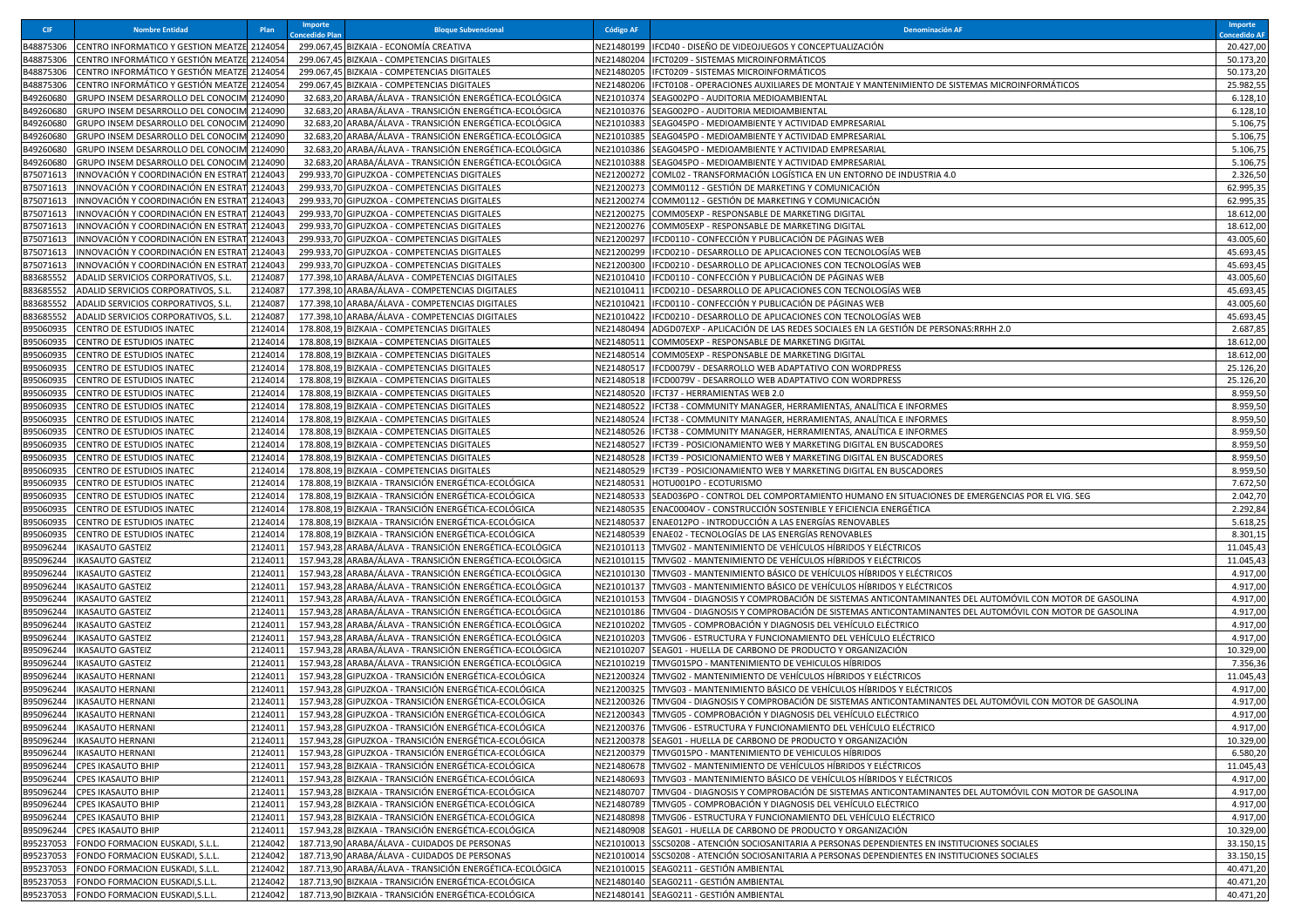| CIF | Nombre Entidad | Plan | Importe Concedido Plan | Bloque Subvencional | Código AF | Denominación AF | Importe Concedido AF |
|---|---|---|---|---|---|---|---|
| B48875306 | CENTRO INFORMATICO Y GESTION MEATZE | 2124054 | 299.067,45 | BIZKAIA - ECONOMÍA CREATIVA | NE21480199 | IFCD40 - DISEÑO DE VIDEOJUEGOS Y CONCEPTUALIZACIÓN | 20.427,00 |
| B48875306 | CENTRO INFORMÁTICO Y GESTIÓN MEATZE | 2124054 | 299.067,45 | BIZKAIA - COMPETENCIAS DIGITALES | NE21480204 | IFCT0209 - SISTEMAS MICROINFORMÁTICOS | 50.173,20 |
| B48875306 | CENTRO INFORMÁTICO Y GESTIÓN MEATZE | 2124054 | 299.067,45 | BIZKAIA - COMPETENCIAS DIGITALES | NE21480205 | IFCT0209 - SISTEMAS MICROINFORMÁTICOS | 50.173,20 |
| B48875306 | CENTRO INFORMÁTICO Y GESTIÓN MEATZE | 2124054 | 299.067,45 | BIZKAIA - COMPETENCIAS DIGITALES | NE21480206 | IFCT0108 - OPERACIONES AUXILIARES DE MONTAJE Y MANTENIMIENTO DE SISTEMAS MICROINFORMÁTICOS | 25.982,55 |
| B49260680 | GRUPO INSEM DESARROLLO DEL CONOCIM | 2124090 | 32.683,20 | ARABA/ÁLAVA - TRANSICIÓN ENERGÉTICA-ECOLÓGICA | NE21010374 | SEAG002PO - AUDITORIA MEDIOAMBIENTAL | 6.128,10 |
| B49260680 | GRUPO INSEM DESARROLLO DEL CONOCIM | 2124090 | 32.683,20 | ARABA/ÁLAVA - TRANSICIÓN ENERGÉTICA-ECOLÓGICA | NE21010376 | SEAG002PO - AUDITORIA MEDIOAMBIENTAL | 6.128,10 |
| B49260680 | GRUPO INSEM DESARROLLO DEL CONOCIM | 2124090 | 32.683,20 | ARABA/ÁLAVA - TRANSICIÓN ENERGÉTICA-ECOLÓGICA | NE21010383 | SEAG045PO - MEDIOAMBIENTE Y ACTIVIDAD EMPRESARIAL | 5.106,75 |
| B49260680 | GRUPO INSEM DESARROLLO DEL CONOCIM | 2124090 | 32.683,20 | ARABA/ÁLAVA - TRANSICIÓN ENERGÉTICA-ECOLÓGICA | NE21010385 | SEAG045PO - MEDIOAMBIENTE Y ACTIVIDAD EMPRESARIAL | 5.106,75 |
| B49260680 | GRUPO INSEM DESARROLLO DEL CONOCIM | 2124090 | 32.683,20 | ARABA/ÁLAVA - TRANSICIÓN ENERGÉTICA-ECOLÓGICA | NE21010386 | SEAG045PO - MEDIOAMBIENTE Y ACTIVIDAD EMPRESARIAL | 5.106,75 |
| B49260680 | GRUPO INSEM DESARROLLO DEL CONOCIM | 2124090 | 32.683,20 | ARABA/ÁLAVA - TRANSICIÓN ENERGÉTICA-ECOLÓGICA | NE21010388 | SEAG045PO - MEDIOAMBIENTE Y ACTIVIDAD EMPRESARIAL | 5.106,75 |
| B75071613 | INNOVACIÓN Y COORDINACIÓN EN ESTRAT | 2124043 | 299.933,70 | GIPUZKOA - COMPETENCIAS DIGITALES | NE21200272 | COML02 - TRANSFORMACIÓN LOGÍSTICA EN UN ENTORNO DE INDUSTRIA 4.0 | 2.326,50 |
| B75071613 | INNOVACIÓN Y COORDINACIÓN EN ESTRAT | 2124043 | 299.933,70 | GIPUZKOA - COMPETENCIAS DIGITALES | NE21200273 | COMM0112 - GESTIÓN DE MARKETING Y COMUNICACIÓN | 62.995,35 |
| B75071613 | INNOVACIÓN Y COORDINACIÓN EN ESTRAT | 2124043 | 299.933,70 | GIPUZKOA - COMPETENCIAS DIGITALES | NE21200274 | COMM0112 - GESTIÓN DE MARKETING Y COMUNICACIÓN | 62.995,35 |
| B75071613 | INNOVACIÓN Y COORDINACIÓN EN ESTRAT | 2124043 | 299.933,70 | GIPUZKOA - COMPETENCIAS DIGITALES | NE21200275 | COMM05EXP - RESPONSABLE DE MARKETING DIGITAL | 18.612,00 |
| B75071613 | INNOVACIÓN Y COORDINACIÓN EN ESTRAT | 2124043 | 299.933,70 | GIPUZKOA - COMPETENCIAS DIGITALES | NE21200276 | COMM05EXP - RESPONSABLE DE MARKETING DIGITAL | 18.612,00 |
| B75071613 | INNOVACIÓN Y COORDINACIÓN EN ESTRAT | 2124043 | 299.933,70 | GIPUZKOA - COMPETENCIAS DIGITALES | NE21200297 | IFCD0110 - CONFECCIÓN Y PUBLICACIÓN DE PÁGINAS WEB | 43.005,60 |
| B75071613 | INNOVACIÓN Y COORDINACIÓN EN ESTRAT | 2124043 | 299.933,70 | GIPUZKOA - COMPETENCIAS DIGITALES | NE21200299 | IFCD0210 - DESARROLLO DE APLICACIONES CON TECNOLOGÍAS WEB | 45.693,45 |
| B75071613 | INNOVACIÓN Y COORDINACIÓN EN ESTRAT | 2124043 | 299.933,70 | GIPUZKOA - COMPETENCIAS DIGITALES | NE21200300 | IFCD0210 - DESARROLLO DE APLICACIONES CON TECNOLOGÍAS WEB | 45.693,45 |
| B83685552 | ADALID SERVICIOS CORPORATIVOS, S.L. | 2124087 | 177.398,10 | ARABA/ÁLAVA - COMPETENCIAS DIGITALES | NE21010410 | IFCD0110 - CONFECCIÓN Y PUBLICACIÓN DE PÁGINAS WEB | 43.005,60 |
| B83685552 | ADALID SERVICIOS CORPORATIVOS, S.L. | 2124087 | 177.398,10 | ARABA/ÁLAVA - COMPETENCIAS DIGITALES | NE21010411 | IFCD0210 - DESARROLLO DE APLICACIONES CON TECNOLOGÍAS WEB | 45.693,45 |
| B83685552 | ADALID SERVICIOS CORPORATIVOS, S.L. | 2124087 | 177.398,10 | ARABA/ÁLAVA - COMPETENCIAS DIGITALES | NE21010421 | IFCD0110 - CONFECCIÓN Y PUBLICACIÓN DE PÁGINAS WEB | 43.005,60 |
| B83685552 | ADALID SERVICIOS CORPORATIVOS, S.L. | 2124087 | 177.398,10 | ARABA/ÁLAVA - COMPETENCIAS DIGITALES | NE21010422 | IFCD0210 - DESARROLLO DE APLICACIONES CON TECNOLOGÍAS WEB | 45.693,45 |
| B95060935 | CENTRO DE ESTUDIOS INATEC | 2124014 | 178.808,19 | BIZKAIA - COMPETENCIAS DIGITALES | NE21480494 | ADGD07EXP - APLICACIÓN DE LAS REDES SOCIALES EN LA GESTIÓN DE PERSONAS:RRHH 2.0 | 2.687,85 |
| B95060935 | CENTRO DE ESTUDIOS INATEC | 2124014 | 178.808,19 | BIZKAIA - COMPETENCIAS DIGITALES | NE21480511 | COMM05EXP - RESPONSABLE DE MARKETING DIGITAL | 18.612,00 |
| B95060935 | CENTRO DE ESTUDIOS INATEC | 2124014 | 178.808,19 | BIZKAIA - COMPETENCIAS DIGITALES | NE21480514 | COMM05EXP - RESPONSABLE DE MARKETING DIGITAL | 18.612,00 |
| B95060935 | CENTRO DE ESTUDIOS INATEC | 2124014 | 178.808,19 | BIZKAIA - COMPETENCIAS DIGITALES | NE21480517 | IFCD0079V - DESARROLLO WEB ADAPTATIVO CON WORDPRESS | 25.126,20 |
| B95060935 | CENTRO DE ESTUDIOS INATEC | 2124014 | 178.808,19 | BIZKAIA - COMPETENCIAS DIGITALES | NE21480518 | IFCD0079V - DESARROLLO WEB ADAPTATIVO CON WORDPRESS | 25.126,20 |
| B95060935 | CENTRO DE ESTUDIOS INATEC | 2124014 | 178.808,19 | BIZKAIA - COMPETENCIAS DIGITALES | NE21480520 | IFCT37 - HERRAMIENTAS WEB 2.0 | 8.959,50 |
| B95060935 | CENTRO DE ESTUDIOS INATEC | 2124014 | 178.808,19 | BIZKAIA - COMPETENCIAS DIGITALES | NE21480522 | IFCT38 - COMMUNITY MANAGER, HERRAMIENTAS, ANALÍTICA E INFORMES | 8.959,50 |
| B95060935 | CENTRO DE ESTUDIOS INATEC | 2124014 | 178.808,19 | BIZKAIA - COMPETENCIAS DIGITALES | NE21480524 | IFCT38 - COMMUNITY MANAGER, HERRAMIENTAS, ANALÍTICA E INFORMES | 8.959,50 |
| B95060935 | CENTRO DE ESTUDIOS INATEC | 2124014 | 178.808,19 | BIZKAIA - COMPETENCIAS DIGITALES | NE21480526 | IFCT38 - COMMUNITY MANAGER, HERRAMIENTAS, ANALÍTICA E INFORMES | 8.959,50 |
| B95060935 | CENTRO DE ESTUDIOS INATEC | 2124014 | 178.808,19 | BIZKAIA - COMPETENCIAS DIGITALES | NE21480527 | IFCT39 - POSICIONAMIENTO WEB Y MARKETING DIGITAL EN BUSCADORES | 8.959,50 |
| B95060935 | CENTRO DE ESTUDIOS INATEC | 2124014 | 178.808,19 | BIZKAIA - COMPETENCIAS DIGITALES | NE21480528 | IFCT39 - POSICIONAMIENTO WEB Y MARKETING DIGITAL EN BUSCADORES | 8.959,50 |
| B95060935 | CENTRO DE ESTUDIOS INATEC | 2124014 | 178.808,19 | BIZKAIA - COMPETENCIAS DIGITALES | NE21480529 | IFCT39 - POSICIONAMIENTO WEB Y MARKETING DIGITAL EN BUSCADORES | 8.959,50 |
| B95060935 | CENTRO DE ESTUDIOS INATEC | 2124014 | 178.808,19 | BIZKAIA - TRANSICIÓN ENERGÉTICA-ECOLÓGICA | NE21480531 | HOTU001PO - ECOTURISMO | 7.672,50 |
| B95060935 | CENTRO DE ESTUDIOS INATEC | 2124014 | 178.808,19 | BIZKAIA - TRANSICIÓN ENERGÉTICA-ECOLÓGICA | NE21480533 | SEAD036PO - CONTROL DEL COMPORTAMIENTO HUMANO EN SITUACIONES DE EMERGENCIAS POR EL VIG. SEG | 2.042,70 |
| B95060935 | CENTRO DE ESTUDIOS INATEC | 2124014 | 178.808,19 | BIZKAIA - TRANSICIÓN ENERGÉTICA-ECOLÓGICA | NE21480535 | ENAC0004OV - CONSTRUCCIÓN SOSTENIBLE Y EFICIENCIA ENERGÉTICA | 2.292,84 |
| B95060935 | CENTRO DE ESTUDIOS INATEC | 2124014 | 178.808,19 | BIZKAIA - TRANSICIÓN ENERGÉTICA-ECOLÓGICA | NE21480537 | ENAE012PO - INTRODUCCIÓN A LAS ENERGÍAS RENOVABLES | 5.618,25 |
| B95060935 | CENTRO DE ESTUDIOS INATEC | 2124014 | 178.808,19 | BIZKAIA - TRANSICIÓN ENERGÉTICA-ECOLÓGICA | NE21480539 | ENAE02 - TECNOLOGÍAS DE LAS ENERGÍAS RENOVABLES | 8.301,15 |
| B95096244 | IKASAUTO GASTEIZ | 2124011 | 157.943,28 | ARABA/ÁLAVA - TRANSICIÓN ENERGÉTICA-ECOLÓGICA | NE21010113 | TMVG02 - MANTENIMIENTO DE VEHÍCULOS HÍBRIDOS Y ELÉCTRICOS | 11.045,43 |
| B95096244 | IKASAUTO GASTEIZ | 2124011 | 157.943,28 | ARABA/ÁLAVA - TRANSICIÓN ENERGÉTICA-ECOLÓGICA | NE21010115 | TMVG02 - MANTENIMIENTO DE VEHÍCULOS HÍBRIDOS Y ELÉCTRICOS | 11.045,43 |
| B95096244 | IKASAUTO GASTEIZ | 2124011 | 157.943,28 | ARABA/ÁLAVA - TRANSICIÓN ENERGÉTICA-ECOLÓGICA | NE21010130 | TMVG03 - MANTENIMIENTO BÁSICO DE VEHÍCULOS HÍBRIDOS Y ELÉCTRICOS | 4.917,00 |
| B95096244 | IKASAUTO GASTEIZ | 2124011 | 157.943,28 | ARABA/ÁLAVA - TRANSICIÓN ENERGÉTICA-ECOLÓGICA | NE21010137 | TMVG03 - MANTENIMIENTO BÁSICO DE VEHÍCULOS HÍBRIDOS Y ELÉCTRICOS | 4.917,00 |
| B95096244 | IKASAUTO GASTEIZ | 2124011 | 157.943,28 | ARABA/ÁLAVA - TRANSICIÓN ENERGÉTICA-ECOLÓGICA | NE21010153 | TMVG04 - DIAGNOSIS Y COMPROBACIÓN DE SISTEMAS ANTICONTAMINANTES DEL AUTOMÓVIL CON MOTOR DE GASOLINA | 4.917,00 |
| B95096244 | IKASAUTO GASTEIZ | 2124011 | 157.943,28 | ARABA/ÁLAVA - TRANSICIÓN ENERGÉTICA-ECOLÓGICA | NE21010186 | TMVG04 - DIAGNOSIS Y COMPROBACIÓN DE SISTEMAS ANTICONTAMINANTES DEL AUTOMÓVIL CON MOTOR DE GASOLINA | 4.917,00 |
| B95096244 | IKASAUTO GASTEIZ | 2124011 | 157.943,28 | ARABA/ÁLAVA - TRANSICIÓN ENERGÉTICA-ECOLÓGICA | NE21010202 | TMVG05 - COMPROBACIÓN Y DIAGNOSIS DEL VEHÍCULO ELÉCTRICO | 4.917,00 |
| B95096244 | IKASAUTO GASTEIZ | 2124011 | 157.943,28 | ARABA/ÁLAVA - TRANSICIÓN ENERGÉTICA-ECOLÓGICA | NE21010203 | TMVG06 - ESTRUCTURA Y FUNCIONAMIENTO DEL VEHÍCULO ELÉCTRICO | 4.917,00 |
| B95096244 | IKASAUTO GASTEIZ | 2124011 | 157.943,28 | ARABA/ÁLAVA - TRANSICIÓN ENERGÉTICA-ECOLÓGICA | NE21010207 | SEAG01 - HUELLA DE CARBONO DE PRODUCTO Y ORGANIZACIÓN | 10.329,00 |
| B95096244 | IKASAUTO GASTEIZ | 2124011 | 157.943,28 | ARABA/ÁLAVA - TRANSICIÓN ENERGÉTICA-ECOLÓGICA | NE21010219 | TMVG015PO - MANTENIMIENTO DE VEHICULOS HÍBRIDOS | 7.356,36 |
| B95096244 | IKASAUTO HERNANI | 2124011 | 157.943,28 | GIPUZKOA - TRANSICIÓN ENERGÉTICA-ECOLÓGICA | NE21200324 | TMVG02 - MANTENIMIENTO DE VEHÍCULOS HÍBRIDOS Y ELÉCTRICOS | 11.045,43 |
| B95096244 | IKASAUTO HERNANI | 2124011 | 157.943,28 | GIPUZKOA - TRANSICIÓN ENERGÉTICA-ECOLÓGICA | NE21200325 | TMVG03 - MANTENIMIENTO BÁSICO DE VEHÍCULOS HÍBRIDOS Y ELÉCTRICOS | 4.917,00 |
| B95096244 | IKASAUTO HERNANI | 2124011 | 157.943,28 | GIPUZKOA - TRANSICIÓN ENERGÉTICA-ECOLÓGICA | NE21200326 | TMVG04 - DIAGNOSIS Y COMPROBACIÓN DE SISTEMAS ANTICONTAMINANTES DEL AUTOMÓVIL CON MOTOR DE GASOLINA | 4.917,00 |
| B95096244 | IKASAUTO HERNANI | 2124011 | 157.943,28 | GIPUZKOA - TRANSICIÓN ENERGÉTICA-ECOLÓGICA | NE21200343 | TMVG05 - COMPROBACIÓN Y DIAGNOSIS DEL VEHÍCULO ELÉCTRICO | 4.917,00 |
| B95096244 | IKASAUTO HERNANI | 2124011 | 157.943,28 | GIPUZKOA - TRANSICIÓN ENERGÉTICA-ECOLÓGICA | NE21200376 | TMVG06 - ESTRUCTURA Y FUNCIONAMIENTO DEL VEHÍCULO ELÉCTRICO | 4.917,00 |
| B95096244 | IKASAUTO HERNANI | 2124011 | 157.943,28 | GIPUZKOA - TRANSICIÓN ENERGÉTICA-ECOLÓGICA | NE21200378 | SEAG01 - HUELLA DE CARBONO DE PRODUCTO Y ORGANIZACIÓN | 10.329,00 |
| B95096244 | IKASAUTO HERNANI | 2124011 | 157.943,28 | GIPUZKOA - TRANSICIÓN ENERGÉTICA-ECOLÓGICA | NE21200379 | TMVG015PO - MANTENIMIENTO DE VEHICULOS HÍBRIDOS | 6.580,20 |
| B95096244 | CPES IKASAUTO BHIP | 2124011 | 157.943,28 | BIZKAIA - TRANSICIÓN ENERGÉTICA-ECOLÓGICA | NE21480678 | TMVG02 - MANTENIMIENTO DE VEHÍCULOS HÍBRIDOS Y ELÉCTRICOS | 11.045,43 |
| B95096244 | CPES IKASAUTO BHIP | 2124011 | 157.943,28 | BIZKAIA - TRANSICIÓN ENERGÉTICA-ECOLÓGICA | NE21480693 | TMVG03 - MANTENIMIENTO BÁSICO DE VEHÍCULOS HÍBRIDOS Y ELÉCTRICOS | 4.917,00 |
| B95096244 | CPES IKASAUTO BHIP | 2124011 | 157.943,28 | BIZKAIA - TRANSICIÓN ENERGÉTICA-ECOLÓGICA | NE21480707 | TMVG04 - DIAGNOSIS Y COMPROBACIÓN DE SISTEMAS ANTICONTAMINANTES DEL AUTOMÓVIL CON MOTOR DE GASOLINA | 4.917,00 |
| B95096244 | CPES IKASAUTO BHIP | 2124011 | 157.943,28 | BIZKAIA - TRANSICIÓN ENERGÉTICA-ECOLÓGICA | NE21480789 | TMVG05 - COMPROBACIÓN Y DIAGNOSIS DEL VEHÍCULO ELÉCTRICO | 4.917,00 |
| B95096244 | CPES IKASAUTO BHIP | 2124011 | 157.943,28 | BIZKAIA - TRANSICIÓN ENERGÉTICA-ECOLÓGICA | NE21480898 | TMVG06 - ESTRUCTURA Y FUNCIONAMIENTO DEL VEHÍCULO ELÉCTRICO | 4.917,00 |
| B95096244 | CPES IKASAUTO BHIP | 2124011 | 157.943,28 | BIZKAIA - TRANSICIÓN ENERGÉTICA-ECOLÓGICA | NE21480908 | SEAG01 - HUELLA DE CARBONO DE PRODUCTO Y ORGANIZACIÓN | 10.329,00 |
| B95237053 | FONDO FORMACION EUSKADI, S.L.L. | 2124042 | 187.713,90 | ARABA/ÁLAVA - CUIDADOS DE PERSONAS | NE21010013 | SSCS0208 - ATENCIÓN SOCIOSANITARIA A PERSONAS DEPENDIENTES EN INSTITUCIONES SOCIALES | 33.150,15 |
| B95237053 | FONDO FORMACION EUSKADI, S.L.L. | 2124042 | 187.713,90 | ARABA/ÁLAVA - CUIDADOS DE PERSONAS | NE21010014 | SSCS0208 - ATENCIÓN SOCIOSANITARIA A PERSONAS DEPENDIENTES EN INSTITUCIONES SOCIALES | 33.150,15 |
| B95237053 | FONDO FORMACION EUSKADI, S.L.L. | 2124042 | 187.713,90 | ARABA/ÁLAVA - TRANSICIÓN ENERGÉTICA-ECOLÓGICA | NE21010015 | SEAG0211 - GESTIÓN AMBIENTAL | 40.471,20 |
| B95237053 | FONDO FORMACION EUSKADI,S.L.L. | 2124042 | 187.713,90 | BIZKAIA - TRANSICIÓN ENERGÉTICA-ECOLÓGICA | NE21480140 | SEAG0211 - GESTIÓN AMBIENTAL | 40.471,20 |
| B95237053 | FONDO FORMACION EUSKADI,S.L.L. | 2124042 | 187.713,90 | BIZKAIA - TRANSICIÓN ENERGÉTICA-ECOLÓGICA | NE21480141 | SEAG0211 - GESTIÓN AMBIENTAL | 40.471,20 |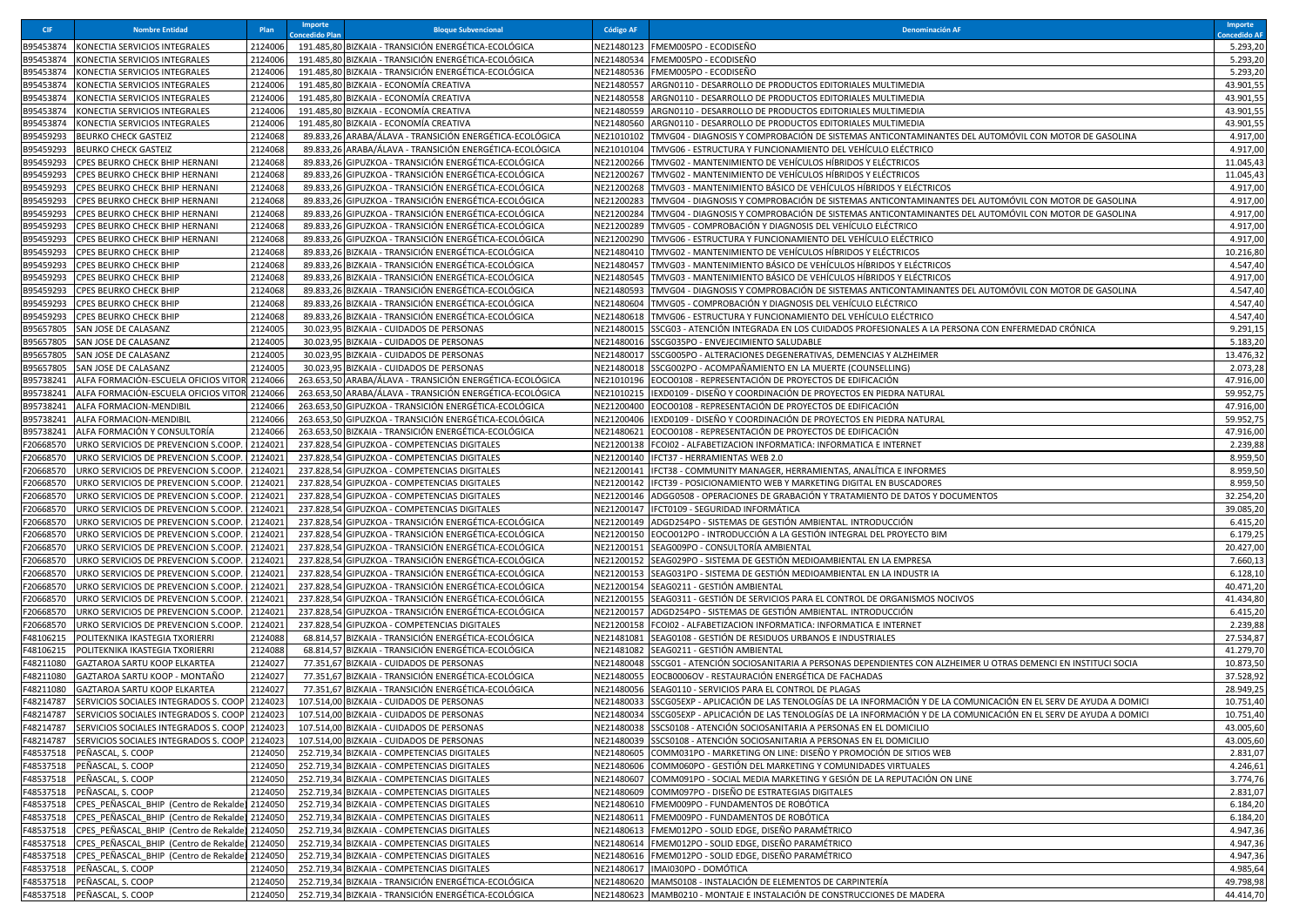| CIF | Nombre Entidad | Plan | Importe Concedido Plan | Bloque Subvencional | Código AF | Denominación AF | Importe Concedido AF |
|---|---|---|---|---|---|---|---|
| B95453874 | KONECTIA SERVICIOS INTEGRALES | 2124006 | 191.485,80 | BIZKAIA - TRANSICIÓN ENERGÉTICA-ECOLÓGICA | NE21480123 | FMEM005PO - ECODISEÑO | 5.293,20 |
| B95453874 | KONECTIA SERVICIOS INTEGRALES | 2124006 | 191.485,80 | BIZKAIA - TRANSICIÓN ENERGÉTICA-ECOLÓGICA | NE21480534 | FMEM005PO - ECODISEÑO | 5.293,20 |
| B95453874 | KONECTIA SERVICIOS INTEGRALES | 2124006 | 191.485,80 | BIZKAIA - TRANSICIÓN ENERGÉTICA-ECOLÓGICA | NE21480536 | FMEM005PO - ECODISEÑO | 5.293,20 |
| B95453874 | KONECTIA SERVICIOS INTEGRALES | 2124006 | 191.485,80 | BIZKAIA - ECONOMÍA CREATIVA | NE21480557 | ARGN0110 - DESARROLLO DE PRODUCTOS EDITORIALES MULTIMEDIA | 43.901,55 |
| B95453874 | KONECTIA SERVICIOS INTEGRALES | 2124006 | 191.485,80 | BIZKAIA - ECONOMÍA CREATIVA | NE21480558 | ARGN0110 - DESARROLLO DE PRODUCTOS EDITORIALES MULTIMEDIA | 43.901,55 |
| B95453874 | KONECTIA SERVICIOS INTEGRALES | 2124006 | 191.485,80 | BIZKAIA - ECONOMÍA CREATIVA | NE21480559 | ARGN0110 - DESARROLLO DE PRODUCTOS EDITORIALES MULTIMEDIA | 43.901,55 |
| B95453874 | KONECTIA SERVICIOS INTEGRALES | 2124006 | 191.485,80 | BIZKAIA - ECONOMÍA CREATIVA | NE21480560 | ARGN0110 - DESARROLLO DE PRODUCTOS EDITORIALES MULTIMEDIA | 43.901,55 |
| B95459293 | BEURKO CHECK GASTEIZ | 2124068 | 89.833,26 | ARABA/ÁLAVA - TRANSICIÓN ENERGÉTICA-ECOLÓGICA | NE21010102 | TMVG04 - DIAGNOSIS Y COMPROBACIÓN DE SISTEMAS ANTICONTAMINANTES DEL AUTOMÓVIL CON MOTOR DE GASOLINA | 4.917,00 |
| B95459293 | BEURKO CHECK GASTEIZ | 2124068 | 89.833,26 | ARABA/ÁLAVA - TRANSICIÓN ENERGÉTICA-ECOLÓGICA | NE21010104 | TMVG06 - ESTRUCTURA Y FUNCIONAMIENTO DEL VEHÍCULO ELÉCTRICO | 4.917,00 |
| B95459293 | CPES BEURKO CHECK BHIP HERNANI | 2124068 | 89.833,26 | GIPUZKOA - TRANSICIÓN ENERGÉTICA-ECOLÓGICA | NE21200266 | TMVG02 - MANTENIMIENTO DE VEHÍCULOS HÍBRIDOS Y ELÉCTRICOS | 11.045,43 |
| B95459293 | CPES BEURKO CHECK BHIP HERNANI | 2124068 | 89.833,26 | GIPUZKOA - TRANSICIÓN ENERGÉTICA-ECOLÓGICA | NE21200267 | TMVG02 - MANTENIMIENTO DE VEHÍCULOS HÍBRIDOS Y ELÉCTRICOS | 11.045,43 |
| B95459293 | CPES BEURKO CHECK BHIP HERNANI | 2124068 | 89.833,26 | GIPUZKOA - TRANSICIÓN ENERGÉTICA-ECOLÓGICA | NE21200268 | TMVG03 - MANTENIMIENTO BÁSICO DE VEHÍCULOS HÍBRIDOS Y ELÉCTRICOS | 4.917,00 |
| B95459293 | CPES BEURKO CHECK BHIP HERNANI | 2124068 | 89.833,26 | GIPUZKOA - TRANSICIÓN ENERGÉTICA-ECOLÓGICA | NE21200283 | TMVG04 - DIAGNOSIS Y COMPROBACIÓN DE SISTEMAS ANTICONTAMINANTES DEL AUTOMÓVIL CON MOTOR DE GASOLINA | 4.917,00 |
| B95459293 | CPES BEURKO CHECK BHIP HERNANI | 2124068 | 89.833,26 | GIPUZKOA - TRANSICIÓN ENERGÉTICA-ECOLÓGICA | NE21200284 | TMVG04 - DIAGNOSIS Y COMPROBACIÓN DE SISTEMAS ANTICONTAMINANTES DEL AUTOMÓVIL CON MOTOR DE GASOLINA | 4.917,00 |
| B95459293 | CPES BEURKO CHECK BHIP HERNANI | 2124068 | 89.833,26 | GIPUZKOA - TRANSICIÓN ENERGÉTICA-ECOLÓGICA | NE21200289 | TMVG05 - COMPROBACIÓN Y DIAGNOSIS DEL VEHÍCULO ELÉCTRICO | 4.917,00 |
| B95459293 | CPES BEURKO CHECK BHIP HERNANI | 2124068 | 89.833,26 | GIPUZKOA - TRANSICIÓN ENERGÉTICA-ECOLÓGICA | NE21200290 | TMVG06 - ESTRUCTURA Y FUNCIONAMIENTO DEL VEHÍCULO ELÉCTRICO | 4.917,00 |
| B95459293 | CPES BEURKO CHECK BHIP | 2124068 | 89.833,26 | BIZKAIA - TRANSICIÓN ENERGÉTICA-ECOLÓGICA | NE21480410 | TMVG02 - MANTENIMIENTO DE VEHÍCULOS HÍBRIDOS Y ELÉCTRICOS | 10.216,80 |
| B95459293 | CPES BEURKO CHECK BHIP | 2124068 | 89.833,26 | BIZKAIA - TRANSICIÓN ENERGÉTICA-ECOLÓGICA | NE21480457 | TMVG03 - MANTENIMIENTO BÁSICO DE VEHÍCULOS HÍBRIDOS Y ELÉCTRICOS | 4.547,40 |
| B95459293 | CPES BEURKO CHECK BHIP | 2124068 | 89.833,26 | BIZKAIA - TRANSICIÓN ENERGÉTICA-ECOLÓGICA | NE21480545 | TMVG03 - MANTENIMIENTO BÁSICO DE VEHÍCULOS HÍBRIDOS Y ELÉCTRICOS | 4.917,00 |
| B95459293 | CPES BEURKO CHECK BHIP | 2124068 | 89.833,26 | BIZKAIA - TRANSICIÓN ENERGÉTICA-ECOLÓGICA | NE21480593 | TMVG04 - DIAGNOSIS Y COMPROBACIÓN DE SISTEMAS ANTICONTAMINANTES DEL AUTOMÓVIL CON MOTOR DE GASOLINA | 4.547,40 |
| B95459293 | CPES BEURKO CHECK BHIP | 2124068 | 89.833,26 | BIZKAIA - TRANSICIÓN ENERGÉTICA-ECOLÓGICA | NE21480604 | TMVG05 - COMPROBACIÓN Y DIAGNOSIS DEL VEHÍCULO ELÉCTRICO | 4.547,40 |
| B95459293 | CPES BEURKO CHECK BHIP | 2124068 | 89.833,26 | BIZKAIA - TRANSICIÓN ENERGÉTICA-ECOLÓGICA | NE21480618 | TMVG06 - ESTRUCTURA Y FUNCIONAMIENTO DEL VEHÍCULO ELÉCTRICO | 4.547,40 |
| B95657805 | SAN JOSE DE CALASANZ | 2124005 | 30.023,95 | BIZKAIA - CUIDADOS DE PERSONAS | NE21480015 | SSCG03 - ATENCIÓN INTEGRADA EN LOS CUIDADOS PROFESIONALES A LA PERSONA CON ENFERMEDAD CRÓNICA | 9.291,15 |
| B95657805 | SAN JOSE DE CALASANZ | 2124005 | 30.023,95 | BIZKAIA - CUIDADOS DE PERSONAS | NE21480016 | SSCG035PO - ENVEJECIMIENTO SALUDABLE | 5.183,20 |
| B95657805 | SAN JOSE DE CALASANZ | 2124005 | 30.023,95 | BIZKAIA - CUIDADOS DE PERSONAS | NE21480017 | SSCG005PO - ALTERACIONES DEGENERATIVAS, DEMENCIAS Y ALZHEIMER | 13.476,32 |
| B95657805 | SAN JOSE DE CALASANZ | 2124005 | 30.023,95 | BIZKAIA - CUIDADOS DE PERSONAS | NE21480018 | SSCG002PO - ACOMPAÑAMIENTO EN LA MUERTE (COUNSELLING) | 2.073,28 |
| B95738241 | ALFA FORMACIÓN-ESCUELA OFICIOS VITOR | 2124066 | 263.653,50 | ARABA/ÁLAVA - TRANSICIÓN ENERGÉTICA-ECOLÓGICA | NE21010196 | EOCO0108 - REPRESENTACIÓN DE PROYECTOS DE EDIFICACIÓN | 47.916,00 |
| B95738241 | ALFA FORMACIÓN-ESCUELA OFICIOS VITOR | 2124066 | 263.653,50 | ARABA/ÁLAVA - TRANSICIÓN ENERGÉTICA-ECOLÓGICA | NE21010215 | IEXD0109 - DISEÑO Y COORDINACIÓN DE PROYECTOS EN PIEDRA NATURAL | 59.952,75 |
| B95738241 | ALFA FORMACION-MENDIBIL | 2124066 | 263.653,50 | GIPUZKOA - TRANSICIÓN ENERGÉTICA-ECOLÓGICA | NE21200400 | EOCO0108 - REPRESENTACIÓN DE PROYECTOS DE EDIFICACIÓN | 47.916,00 |
| B95738241 | ALFA FORMACION-MENDIBIL | 2124066 | 263.653,50 | GIPUZKOA - TRANSICIÓN ENERGÉTICA-ECOLÓGICA | NE21200406 | IEXD0109 - DISEÑO Y COORDINACIÓN DE PROYECTOS EN PIEDRA NATURAL | 59.952,75 |
| B95738241 | ALFA FORMACIÓN Y CONSULTORÍA | 2124066 | 263.653,50 | BIZKAIA - TRANSICIÓN ENERGÉTICA-ECOLÓGICA | NE21480621 | EOCO0108 - REPRESENTACIÓN DE PROYECTOS DE EDIFICACIÓN | 47.916,00 |
| F20668570 | URKO SERVICIOS DE PREVENCION S.COOP. | 2124021 | 237.828,54 | GIPUZKOA - COMPETENCIAS DIGITALES | NE21200138 | FCOI02 - ALFABETIZACION INFORMATICA: INFORMATICA E INTERNET | 2.239,88 |
| F20668570 | URKO SERVICIOS DE PREVENCION S.COOP. | 2124021 | 237.828,54 | GIPUZKOA - COMPETENCIAS DIGITALES | NE21200140 | IFCT37 - HERRAMIENTAS WEB 2.0 | 8.959,50 |
| F20668570 | URKO SERVICIOS DE PREVENCION S.COOP. | 2124021 | 237.828,54 | GIPUZKOA - COMPETENCIAS DIGITALES | NE21200141 | IFCT38 - COMMUNITY MANAGER, HERRAMIENTAS, ANALÍTICA E INFORMES | 8.959,50 |
| F20668570 | URKO SERVICIOS DE PREVENCION S.COOP. | 2124021 | 237.828,54 | GIPUZKOA - COMPETENCIAS DIGITALES | NE21200142 | IFCT39 - POSICIONAMIENTO WEB Y MARKETING DIGITAL EN BUSCADORES | 8.959,50 |
| F20668570 | URKO SERVICIOS DE PREVENCION S.COOP. | 2124021 | 237.828,54 | GIPUZKOA - COMPETENCIAS DIGITALES | NE21200146 | ADGG0508 - OPERACIONES DE GRABACIÓN Y TRATAMIENTO DE DATOS Y DOCUMENTOS | 32.254,20 |
| F20668570 | URKO SERVICIOS DE PREVENCION S.COOP. | 2124021 | 237.828,54 | GIPUZKOA - COMPETENCIAS DIGITALES | NE21200147 | IFCT0109 - SEGURIDAD INFORMÁTICA | 39.085,20 |
| F20668570 | URKO SERVICIOS DE PREVENCION S.COOP. | 2124021 | 237.828,54 | GIPUZKOA - TRANSICIÓN ENERGÉTICA-ECOLÓGICA | NE21200149 | ADGD254PO - SISTEMAS DE GESTIÓN AMBIENTAL. INTRODUCCIÓN | 6.415,20 |
| F20668570 | URKO SERVICIOS DE PREVENCION S.COOP. | 2124021 | 237.828,54 | GIPUZKOA - TRANSICIÓN ENERGÉTICA-ECOLÓGICA | NE21200150 | EOCO012PO - INTRODUCCIÓN A LA GESTIÓN INTEGRAL DEL PROYECTO BIM | 6.179,25 |
| F20668570 | URKO SERVICIOS DE PREVENCION S.COOP. | 2124021 | 237.828,54 | GIPUZKOA - TRANSICIÓN ENERGÉTICA-ECOLÓGICA | NE21200151 | SEAG009PO - CONSULTORÍA AMBIENTAL | 20.427,00 |
| F20668570 | URKO SERVICIOS DE PREVENCION S.COOP. | 2124021 | 237.828,54 | GIPUZKOA - TRANSICIÓN ENERGÉTICA-ECOLÓGICA | NE21200152 | SEAG029PO - SISTEMA DE GESTIÓN MEDIOAMBIENTAL EN LA EMPRESA | 7.660,13 |
| F20668570 | URKO SERVICIOS DE PREVENCION S.COOP. | 2124021 | 237.828,54 | GIPUZKOA - TRANSICIÓN ENERGÉTICA-ECOLÓGICA | NE21200153 | SEAG031PO - SISTEMA DE GESTIÓN MEDIOAMBIENTAL EN LA INDUSTR IA | 6.128,10 |
| F20668570 | URKO SERVICIOS DE PREVENCION S.COOP. | 2124021 | 237.828,54 | GIPUZKOA - TRANSICIÓN ENERGÉTICA-ECOLÓGICA | NE21200154 | SEAG0211 - GESTIÓN AMBIENTAL | 40.471,20 |
| F20668570 | URKO SERVICIOS DE PREVENCION S.COOP. | 2124021 | 237.828,54 | GIPUZKOA - TRANSICIÓN ENERGÉTICA-ECOLÓGICA | NE21200155 | SEAG0311 - GESTIÓN DE SERVICIOS PARA EL CONTROL DE ORGANISMOS NOCIVOS | 41.434,80 |
| F20668570 | URKO SERVICIOS DE PREVENCION S.COOP. | 2124021 | 237.828,54 | GIPUZKOA - TRANSICIÓN ENERGÉTICA-ECOLÓGICA | NE21200157 | ADGD254PO - SISTEMAS DE GESTIÓN AMBIENTAL. INTRODUCCIÓN | 6.415,20 |
| F20668570 | URKO SERVICIOS DE PREVENCION S.COOP. | 2124021 | 237.828,54 | GIPUZKOA - COMPETENCIAS DIGITALES | NE21200158 | FCOI02 - ALFABETIZACION INFORMATICA: INFORMATICA E INTERNET | 2.239,88 |
| F48106215 | POLITEKNIKA IKASTEGIA TXORIERRI | 2124088 | 68.814,57 | BIZKAIA - TRANSICIÓN ENERGÉTICA-ECOLÓGICA | NE21481081 | SEAG0108 - GESTIÓN DE RESIDUOS URBANOS E INDUSTRIALES | 27.534,87 |
| F48106215 | POLITEKNIKA IKASTEGIA TXORIERRI | 2124088 | 68.814,57 | BIZKAIA - TRANSICIÓN ENERGÉTICA-ECOLÓGICA | NE21481082 | SEAG0211 - GESTIÓN AMBIENTAL | 41.279,70 |
| F48211080 | GAZTAROA SARTU KOOP ELKARTEA | 2124027 | 77.351,67 | BIZKAIA - CUIDADOS DE PERSONAS | NE21480048 | SSCG01 - ATENCIÓN SOCIOSANITARIA A PERSONAS DEPENDIENTES CON ALZHEIMER U OTRAS DEMENCI EN INSTITUCI SOCIA | 10.873,50 |
| F48211080 | GAZTAROA SARTU KOOP - MONTAÑO | 2124027 | 77.351,67 | BIZKAIA - TRANSICIÓN ENERGÉTICA-ECOLÓGICA | NE21480055 | EOCB0006OV - RESTAURACIÓN ENERGÉTICA DE FACHADAS | 37.528,92 |
| F48211080 | GAZTAROA SARTU KOOP ELKARTEA | 2124027 | 77.351,67 | BIZKAIA - TRANSICIÓN ENERGÉTICA-ECOLÓGICA | NE21480056 | SEAG0110 - SERVICIOS PARA EL CONTROL DE PLAGAS | 28.949,25 |
| F48214787 | SERVICIOS SOCIALES INTEGRADOS S. COOP | 2124023 | 107.514,00 | BIZKAIA - CUIDADOS DE PERSONAS | NE21480033 | SSCG05EXP - APLICACIÓN DE LAS TENOLOGÍAS DE LA INFORMACIÓN Y DE LA COMUNICACIÓN EN EL SERV DE AYUDA A DOMICI | 10.751,40 |
| F48214787 | SERVICIOS SOCIALES INTEGRADOS S. COOP | 2124023 | 107.514,00 | BIZKAIA - CUIDADOS DE PERSONAS | NE21480034 | SSCG05EXP - APLICACIÓN DE LAS TENOLOGÍAS DE LA INFORMACIÓN Y DE LA COMUNICACIÓN EN EL SERV DE AYUDA A DOMICI | 10.751,40 |
| F48214787 | SERVICIOS SOCIALES INTEGRADOS S. COOP | 2124023 | 107.514,00 | BIZKAIA - CUIDADOS DE PERSONAS | NE21480038 | SSCS0108 - ATENCIÓN SOCIOSANITARIA A PERSONAS EN EL DOMICILIO | 43.005,60 |
| F48214787 | SERVICIOS SOCIALES INTEGRADOS S. COOP | 2124023 | 107.514,00 | BIZKAIA - CUIDADOS DE PERSONAS | NE21480039 | SSCS0108 - ATENCIÓN SOCIOSANITARIA A PERSONAS EN EL DOMICILIO | 43.005,60 |
| F48537518 | PEÑASCAL, S. COOP | 2124050 | 252.719,34 | BIZKAIA - COMPETENCIAS DIGITALES | NE21480605 | COMM031PO - MARKETING ON LINE: DISEÑO Y PROMOCIÓN DE SITIOS WEB | 2.831,07 |
| F48537518 | PEÑASCAL, S. COOP | 2124050 | 252.719,34 | BIZKAIA - COMPETENCIAS DIGITALES | NE21480606 | COMM060PO - GESTIÓN DEL MARKETING Y COMUNIDADES VIRTUALES | 4.246,61 |
| F48537518 | PEÑASCAL, S. COOP | 2124050 | 252.719,34 | BIZKAIA - COMPETENCIAS DIGITALES | NE21480607 | COMM091PO - SOCIAL MEDIA MARKETING Y GESIÓN DE LA REPUTACIÓN ON LINE | 3.774,76 |
| F48537518 | PEÑASCAL, S. COOP | 2124050 | 252.719,34 | BIZKAIA - COMPETENCIAS DIGITALES | NE21480609 | COMM097PO - DISEÑO DE ESTRATEGIAS DIGITALES | 2.831,07 |
| F48537518 | CPES_PEÑASCAL_BHIP (Centro de Rekalde) | 2124050 | 252.719,34 | BIZKAIA - COMPETENCIAS DIGITALES | NE21480610 | FMEM009PO - FUNDAMENTOS DE ROBÓTICA | 6.184,20 |
| F48537518 | CPES_PEÑASCAL_BHIP (Centro de Rekalde) | 2124050 | 252.719,34 | BIZKAIA - COMPETENCIAS DIGITALES | NE21480611 | FMEM009PO - FUNDAMENTOS DE ROBÓTICA | 6.184,20 |
| F48537518 | CPES_PEÑASCAL_BHIP (Centro de Rekalde) | 2124050 | 252.719,34 | BIZKAIA - COMPETENCIAS DIGITALES | NE21480613 | FMEM012PO - SOLID EDGE, DISEÑO PARAMÉTRICO | 4.947,36 |
| F48537518 | CPES_PEÑASCAL_BHIP (Centro de Rekalde) | 2124050 | 252.719,34 | BIZKAIA - COMPETENCIAS DIGITALES | NE21480614 | FMEM012PO - SOLID EDGE, DISEÑO PARAMÉTRICO | 4.947,36 |
| F48537518 | CPES_PEÑASCAL_BHIP (Centro de Rekalde) | 2124050 | 252.719,34 | BIZKAIA - COMPETENCIAS DIGITALES | NE21480616 | FMEM012PO - SOLID EDGE, DISEÑO PARAMÉTRICO | 4.947,36 |
| F48537518 | PEÑASCAL, S. COOP | 2124050 | 252.719,34 | BIZKAIA - COMPETENCIAS DIGITALES | NE21480617 | IMAI030PO - DOMÓTICA | 4.985,64 |
| F48537518 | PEÑASCAL, S. COOP | 2124050 | 252.719,34 | BIZKAIA - TRANSICIÓN ENERGÉTICA-ECOLÓGICA | NE21480620 | MAMS0108 - INSTALACIÓN DE ELEMENTOS DE CARPINTERÍA | 49.798,98 |
| F48537518 | PEÑASCAL, S. COOP | 2124050 | 252.719,34 | BIZKAIA - TRANSICIÓN ENERGÉTICA-ECOLÓGICA | NE21480623 | MAMB0210 - MONTAJE E INSTALACIÓN DE CONSTRUCCIONES DE MADERA | 44.414,70 |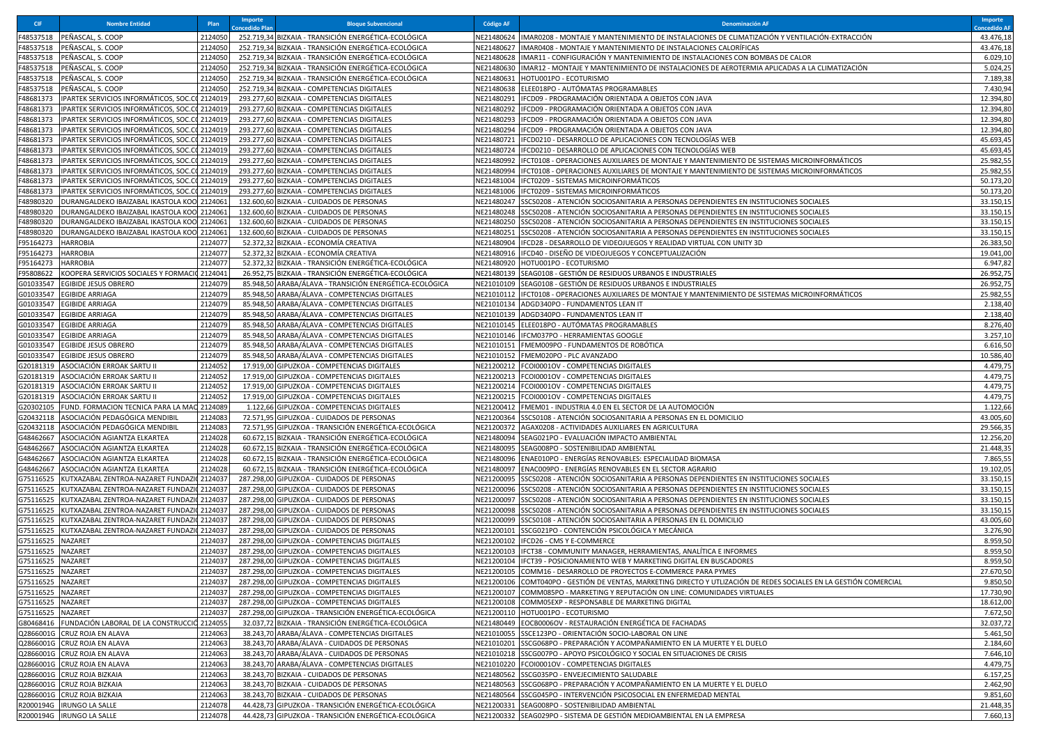| CIF | Nombre Entidad | Plan | Importe Concedido Plan | Bloque Subvencional | Código AF | Denominación AF | Importe Concedido AF |
|---|---|---|---|---|---|---|---|
| F48537518 | PEÑASCAL, S. COOP | 2124050 | 252.719,34 | BIZKAIA - TRANSICIÓN ENERGÉTICA-ECOLÓGICA | NE21480624 | IMAR0208 - MONTAJE Y MANTENIMIENTO DE INSTALACIONES DE CLIMATIZACIÓN Y VENTILACIÓN-EXTRACCIÓN | 43.476,18 |
| F48537518 | PEÑASCAL, S. COOP | 2124050 | 252.719,34 | BIZKAIA - TRANSICIÓN ENERGÉTICA-ECOLÓGICA | NE21480627 | IMAR0408 - MONTAJE Y MANTENIMIENTO DE INSTALACIONES CALORÍFICAS | 43.476,18 |
| F48537518 | PEÑASCAL, S. COOP | 2124050 | 252.719,34 | BIZKAIA - TRANSICIÓN ENERGÉTICA-ECOLÓGICA | NE21480628 | IMAR11 - CONFIGURACIÓN Y MANTENIMIENTO DE INSTALACIONES CON BOMBAS DE CALOR | 6.029,10 |
| F48537518 | PEÑASCAL, S. COOP | 2124050 | 252.719,34 | BIZKAIA - TRANSICIÓN ENERGÉTICA-ECOLÓGICA | NE21480630 | IMAR12 - MONTAJE Y MANTENIMIENTO DE INSTALACIONES DE AEROTERMIA APLICADAS A LA CLIMATIZACIÓN | 5.024,25 |
| F48537518 | PEÑASCAL, S. COOP | 2124050 | 252.719,34 | BIZKAIA - TRANSICIÓN ENERGÉTICA-ECOLÓGICA | NE21480631 | HOTU001PO - ECOTURISMO | 7.189,38 |
| F48537518 | PEÑASCAL, S. COOP | 2124050 | 252.719,34 | BIZKAIA - COMPETENCIAS DIGITALES | NE21480638 | ELEE018PO - AUTÓMATAS PROGRAMABLES | 7.430,94 |
| F48681373 | IPARTEK SERVICIOS INFORMÁTICOS, SOC.CO | 2124019 | 293.277,60 | BIZKAIA - COMPETENCIAS DIGITALES | NE21480291 | IFCD09 - PROGRAMACIÓN ORIENTADA A OBJETOS CON JAVA | 12.394,80 |
| F48681373 | IPARTEK SERVICIOS INFORMÁTICOS, SOC.CO | 2124019 | 293.277,60 | BIZKAIA - COMPETENCIAS DIGITALES | NE21480292 | IFCD09 - PROGRAMACIÓN ORIENTADA A OBJETOS CON JAVA | 12.394,80 |
| F48681373 | IPARTEK SERVICIOS INFORMÁTICOS, SOC.CO | 2124019 | 293.277,60 | BIZKAIA - COMPETENCIAS DIGITALES | NE21480293 | IFCD09 - PROGRAMACIÓN ORIENTADA A OBJETOS CON JAVA | 12.394,80 |
| F48681373 | IPARTEK SERVICIOS INFORMÁTICOS, SOC.CO | 2124019 | 293.277,60 | BIZKAIA - COMPETENCIAS DIGITALES | NE21480294 | IFCD09 - PROGRAMACIÓN ORIENTADA A OBJETOS CON JAVA | 12.394,80 |
| F48681373 | IPARTEK SERVICIOS INFORMÁTICOS, SOC.CO | 2124019 | 293.277,60 | BIZKAIA - COMPETENCIAS DIGITALES | NE21480721 | IFCD0210 - DESARROLLO DE APLICACIONES CON TECNOLOGÍAS WEB | 45.693,45 |
| F48681373 | IPARTEK SERVICIOS INFORMÁTICOS, SOC.CO | 2124019 | 293.277,60 | BIZKAIA - COMPETENCIAS DIGITALES | NE21480724 | IFCD0210 - DESARROLLO DE APLICACIONES CON TECNOLOGÍAS WEB | 45.693,45 |
| F48681373 | IPARTEK SERVICIOS INFORMÁTICOS, SOC.CO | 2124019 | 293.277,60 | BIZKAIA - COMPETENCIAS DIGITALES | NE21480992 | IFCT0108 - OPERACIONES AUXILIARES DE MONTAJE Y MANTENIMIENTO DE SISTEMAS MICROINFORMÁTICOS | 25.982,55 |
| F48681373 | IPARTEK SERVICIOS INFORMÁTICOS, SOC.CO | 2124019 | 293.277,60 | BIZKAIA - COMPETENCIAS DIGITALES | NE21480994 | IFCT0108 - OPERACIONES AUXILIARES DE MONTAJE Y MANTENIMIENTO DE SISTEMAS MICROINFORMÁTICOS | 25.982,55 |
| F48681373 | IPARTEK SERVICIOS INFORMÁTICOS, SOC.CO | 2124019 | 293.277,60 | BIZKAIA - COMPETENCIAS DIGITALES | NE21481004 | IFCT0209 - SISTEMAS MICROINFORMÁTICOS | 50.173,20 |
| F48681373 | IPARTEK SERVICIOS INFORMÁTICOS, SOC.CO | 2124019 | 293.277,60 | BIZKAIA - COMPETENCIAS DIGITALES | NE21481006 | IFCT0209 - SISTEMAS MICROINFORMÁTICOS | 50.173,20 |
| F48980320 | DURANGALDEKO IBAIZABAL IKASTOLA KOO | 2124061 | 132.600,60 | BIZKAIA - CUIDADOS DE PERSONAS | NE21480247 | SSCS0208 - ATENCIÓN SOCIOSANITARIA A PERSONAS DEPENDIENTES EN INSTITUCIONES SOCIALES | 33.150,15 |
| F48980320 | DURANGALDEKO IBAIZABAL IKASTOLA KOO | 2124061 | 132.600,60 | BIZKAIA - CUIDADOS DE PERSONAS | NE21480248 | SSCS0208 - ATENCIÓN SOCIOSANITARIA A PERSONAS DEPENDIENTES EN INSTITUCIONES SOCIALES | 33.150,15 |
| F48980320 | DURANGALDEKO IBAIZABAL IKASTOLA KOO | 2124061 | 132.600,60 | BIZKAIA - CUIDADOS DE PERSONAS | NE21480250 | SSCS0208 - ATENCIÓN SOCIOSANITARIA A PERSONAS DEPENDIENTES EN INSTITUCIONES SOCIALES | 33.150,15 |
| F48980320 | DURANGALDEKO IBAIZABAL IKASTOLA KOO | 2124061 | 132.600,60 | BIZKAIA - CUIDADOS DE PERSONAS | NE21480251 | SSCS0208 - ATENCIÓN SOCIOSANITARIA A PERSONAS DEPENDIENTES EN INSTITUCIONES SOCIALES | 33.150,15 |
| F95164273 | HARROBIA | 2124077 | 52.372,32 | BIZKAIA - ECONOMÍA CREATIVA | NE21480904 | IFCD28 - DESARROLLO DE VIDEOJUEGOS Y REALIDAD VIRTUAL CON UNITY 3D | 26.383,50 |
| F95164273 | HARROBIA | 2124077 | 52.372,32 | BIZKAIA - ECONOMÍA CREATIVA | NE21480916 | IFCD40 - DISEÑO DE VIDEOJUEGOS Y CONCEPTUALIZACIÓN | 19.041,00 |
| F95164273 | HARROBIA | 2124077 | 52.372,32 | BIZKAIA - TRANSICIÓN ENERGÉTICA-ECOLÓGICA | NE21480920 | HOTU001PO - ECOTURISMO | 6.947,82 |
| F95808622 | KOOPERA SERVICIOS SOCIALES Y FORMACIÓ | 2124041 | 26.952,75 | BIZKAIA - TRANSICIÓN ENERGÉTICA-ECOLÓGICA | NE21480139 | SEAG0108 - GESTIÓN DE RESIDUOS URBANOS E INDUSTRIALES | 26.952,75 |
| G01033547 | EGIBIDE JESUS OBRERO | 2124079 | 85.948,50 | ARABA/ÁLAVA - TRANSICIÓN ENERGÉTICA-ECOLÓGICA | NE21010109 | SEAG0108 - GESTIÓN DE RESIDUOS URBANOS E INDUSTRIALES | 26.952,75 |
| G01033547 | EGIBIDE ARRIAGA | 2124079 | 85.948,50 | ARABA/ÁLAVA - COMPETENCIAS DIGITALES | NE21010112 | IFCT0108 - OPERACIONES AUXILIARES DE MONTAJE Y MANTENIMIENTO DE SISTEMAS MICROINFORMÁTICOS | 25.982,55 |
| G01033547 | EGIBIDE ARRIAGA | 2124079 | 85.948,50 | ARABA/ÁLAVA - COMPETENCIAS DIGITALES | NE21010134 | ADGD340PO - FUNDAMENTOS LEAN IT | 2.138,40 |
| G01033547 | EGIBIDE ARRIAGA | 2124079 | 85.948,50 | ARABA/ÁLAVA - COMPETENCIAS DIGITALES | NE21010139 | ADGD340PO - FUNDAMENTOS LEAN IT | 2.138,40 |
| G01033547 | EGIBIDE ARRIAGA | 2124079 | 85.948,50 | ARABA/ÁLAVA - COMPETENCIAS DIGITALES | NE21010145 | ELEE018PO - AUTÓMATAS PROGRAMABLES | 8.276,40 |
| G01033547 | EGIBIDE ARRIAGA | 2124079 | 85.948,50 | ARABA/ÁLAVA - COMPETENCIAS DIGITALES | NE21010146 | IFCM037PO - HERRAMIENTAS GOOGLE | 3.257,10 |
| G01033547 | EGIBIDE JESUS OBRERO | 2124079 | 85.948,50 | ARABA/ÁLAVA - COMPETENCIAS DIGITALES | NE21010151 | FMEM009PO - FUNDAMENTOS DE ROBÓTICA | 6.616,50 |
| G01033547 | EGIBIDE JESUS OBRERO | 2124079 | 85.948,50 | ARABA/ÁLAVA - COMPETENCIAS DIGITALES | NE21010152 | FMEM020PO - PLC AVANZADO | 10.586,40 |
| G20181319 | ASOCIACIÓN ERROAK SARTU II | 2124052 | 17.919,00 | GIPUZKOA - COMPETENCIAS DIGITALES | NE21200212 | FCOI0001OV - COMPETENCIAS DIGITALES | 4.479,75 |
| G20181319 | ASOCIACIÓN ERROAK SARTU II | 2124052 | 17.919,00 | GIPUZKOA - COMPETENCIAS DIGITALES | NE21200213 | FCOI0001OV - COMPETENCIAS DIGITALES | 4.479,75 |
| G20181319 | ASOCIACIÓN ERROAK SARTU II | 2124052 | 17.919,00 | GIPUZKOA - COMPETENCIAS DIGITALES | NE21200214 | FCOI0001OV - COMPETENCIAS DIGITALES | 4.479,75 |
| G20181319 | ASOCIACIÓN ERROAK SARTU II | 2124052 | 17.919,00 | GIPUZKOA - COMPETENCIAS DIGITALES | NE21200215 | FCOI0001OV - COMPETENCIAS DIGITALES | 4.479,75 |
| G20302105 | FUND. FORMACION TECNICA PARA LA MAQ | 2124089 | 1.122,66 | GIPUZKOA - COMPETENCIAS DIGITALES | NE21200412 | FMEM01 - INDUSTRIA 4.0 EN EL SECTOR DE LA AUTOMOCIÓN | 1.122,66 |
| G20432118 | ASOCIACIÓN PEDAGÓGICA MENDIBIL | 2124083 | 72.571,95 | GIPUZKOA - CUIDADOS DE PERSONAS | NE21200364 | SSCS0108 - ATENCIÓN SOCIOSANITARIA A PERSONAS EN EL DOMICILIO | 43.005,60 |
| G20432118 | ASOCIACIÓN PEDAGÓGICA MENDIBIL | 2124083 | 72.571,95 | GIPUZKOA - TRANSICIÓN ENERGÉTICA-ECOLÓGICA | NE21200372 | AGAX0208 - ACTIVIDADES AUXILIARES EN AGRICULTURA | 29.566,35 |
| G48462667 | ASOCIACIÓN AGIANTZA ELKARTEA | 2124028 | 60.672,15 | BIZKAIA - TRANSICIÓN ENERGÉTICA-ECOLÓGICA | NE21480094 | SEAG021PO - EVALUACIÓN IMPACTO AMBIENTAL | 12.256,20 |
| G48462667 | ASOCIACIÓN AGIANTZA ELKARTEA | 2124028 | 60.672,15 | BIZKAIA - TRANSICIÓN ENERGÉTICA-ECOLÓGICA | NE21480095 | SEAG008PO - SOSTENIBILIDAD AMBIENTAL | 21.448,35 |
| G48462667 | ASOCIACIÓN AGIANTZA ELKARTEA | 2124028 | 60.672,15 | BIZKAIA - TRANSICIÓN ENERGÉTICA-ECOLÓGICA | NE21480096 | ENAE010PO - ENERGÍAS RENOVABLES: ESPECIALIDAD BIOMASA | 7.865,55 |
| G48462667 | ASOCIACIÓN AGIANTZA ELKARTEA | 2124028 | 60.672,15 | BIZKAIA - TRANSICIÓN ENERGÉTICA-ECOLÓGICA | NE21480097 | ENAC009PO - ENERGÍAS RENOVABLES EN EL SECTOR AGRARIO | 19.102,05 |
| G75116525 | KUTXAZABAL ZENTROA-NAZARET FUNDAZIO | 2124037 | 287.298,00 | GIPUZKOA - CUIDADOS DE PERSONAS | NE21200095 | SSCS0208 - ATENCIÓN SOCIOSANITARIA A PERSONAS DEPENDIENTES EN INSTITUCIONES SOCIALES | 33.150,15 |
| G75116525 | KUTXAZABAL ZENTROA-NAZARET FUNDAZIO | 2124037 | 287.298,00 | GIPUZKOA - CUIDADOS DE PERSONAS | NE21200096 | SSCS0208 - ATENCIÓN SOCIOSANITARIA A PERSONAS DEPENDIENTES EN INSTITUCIONES SOCIALES | 33.150,15 |
| G75116525 | KUTXAZABAL ZENTROA-NAZARET FUNDAZIO | 2124037 | 287.298,00 | GIPUZKOA - CUIDADOS DE PERSONAS | NE21200097 | SSCS0208 - ATENCIÓN SOCIOSANITARIA A PERSONAS DEPENDIENTES EN INSTITUCIONES SOCIALES | 33.150,15 |
| G75116525 | KUTXAZABAL ZENTROA-NAZARET FUNDAZIO | 2124037 | 287.298,00 | GIPUZKOA - CUIDADOS DE PERSONAS | NE21200098 | SSCS0208 - ATENCIÓN SOCIOSANITARIA A PERSONAS DEPENDIENTES EN INSTITUCIONES SOCIALES | 33.150,15 |
| G75116525 | KUTXAZABAL ZENTROA-NAZARET FUNDAZIO | 2124037 | 287.298,00 | GIPUZKOA - CUIDADOS DE PERSONAS | NE21200099 | SSCS0108 - ATENCIÓN SOCIOSANITARIA A PERSONAS EN EL DOMICILIO | 43.005,60 |
| G75116525 | KUTXAZABAL ZENTROA-NAZARET FUNDAZIO | 2124037 | 287.298,00 | GIPUZKOA - CUIDADOS DE PERSONAS | NE21200101 | SSCG021PO - CONTENCIÓN PSICOLÓGICA Y MECÁNICA | 3.276,90 |
| G75116525 | NAZARET | 2124037 | 287.298,00 | GIPUZKOA - COMPETENCIAS DIGITALES | NE21200102 | IFCD26 - CMS Y E-COMMERCE | 8.959,50 |
| G75116525 | NAZARET | 2124037 | 287.298,00 | GIPUZKOA - COMPETENCIAS DIGITALES | NE21200103 | IFCT38 - COMMUNITY MANAGER, HERRAMIENTAS, ANALÍTICA E INFORMES | 8.959,50 |
| G75116525 | NAZARET | 2124037 | 287.298,00 | GIPUZKOA - COMPETENCIAS DIGITALES | NE21200104 | IFCT39 - POSICIONAMIENTO WEB Y MARKETING DIGITAL EN BUSCADORES | 8.959,50 |
| G75116525 | NAZARET | 2124037 | 287.298,00 | GIPUZKOA - COMPETENCIAS DIGITALES | NE21200105 | COMM16 - DESARROLLO DE PROYECTOS E-COMMERCE PARA PYMES | 27.670,50 |
| G75116525 | NAZARET | 2124037 | 287.298,00 | GIPUZKOA - COMPETENCIAS DIGITALES | NE21200106 | COMT040PO - GESTIÓN DE VENTAS, MARKETING DIRECTO Y UTILIZACIÓN DE REDES SOCIALES EN LA GESTIÓN COMERCIAL | 9.850,50 |
| G75116525 | NAZARET | 2124037 | 287.298,00 | GIPUZKOA - COMPETENCIAS DIGITALES | NE21200107 | COMM085PO - MARKETING Y REPUTACIÓN ON LINE: COMUNIDADES VIRTUALES | 17.730,90 |
| G75116525 | NAZARET | 2124037 | 287.298,00 | GIPUZKOA - COMPETENCIAS DIGITALES | NE21200108 | COMM05EXP - RESPONSABLE DE MARKETING DIGITAL | 18.612,00 |
| G75116525 | NAZARET | 2124037 | 287.298,00 | GIPUZKOA - TRANSICIÓN ENERGÉTICA-ECOLÓGICA | NE21200110 | HOTU001PO - ECOTURISMO | 7.672,50 |
| G80468416 | FUNDACIÓN LABORAL DE LA CONSTRUCCIÓ | 2124055 | 32.037,72 | BIZKAIA - TRANSICIÓN ENERGÉTICA-ECOLÓGICA | NE21480449 | EOCB0006OV - RESTAURACIÓN ENERGÉTICA DE FACHADAS | 32.037,72 |
| Q2866001G | CRUZ ROJA EN ALAVA | 2124063 | 38.243,70 | ARABA/ÁLAVA - COMPETENCIAS DIGITALES | NE21010055 | SSCE123PO - ORIENTACIÓN SOCIO-LABORAL ON LINE | 5.461,50 |
| Q2866001G | CRUZ ROJA EN ALAVA | 2124063 | 38.243,70 | ARABA/ÁLAVA - CUIDADOS DE PERSONAS | NE21010201 | SSCG068PO - PREPARACIÓN Y ACOMPAÑAMIENTO EN LA MUERTE Y EL DUELO | 2.184,60 |
| Q2866001G | CRUZ ROJA EN ALAVA | 2124063 | 38.243,70 | ARABA/ÁLAVA - CUIDADOS DE PERSONAS | NE21010218 | SSCG007PO - APOYO PSICOLÓGICO Y SOCIAL EN SITUACIONES DE CRISIS | 7.646,10 |
| Q2866001G | CRUZ ROJA EN ALAVA | 2124063 | 38.243,70 | ARABA/ÁLAVA - COMPETENCIAS DIGITALES | NE21010220 | FCOI0001OV - COMPETENCIAS DIGITALES | 4.479,75 |
| Q2866001G | CRUZ ROJA BIZKAIA | 2124063 | 38.243,70 | BIZKAIA - CUIDADOS DE PERSONAS | NE21480562 | SSCG035PO - ENVEJECIMIENTO SALUDABLE | 6.157,25 |
| Q2866001G | CRUZ ROJA BIZKAIA | 2124063 | 38.243,70 | BIZKAIA - CUIDADOS DE PERSONAS | NE21480563 | SSCG068PO - PREPARACIÓN Y ACOMPAÑAMIENTO EN LA MUERTE Y EL DUELO | 2.462,90 |
| Q2866001G | CRUZ ROJA BIZKAIA | 2124063 | 38.243,70 | BIZKAIA - CUIDADOS DE PERSONAS | NE21480564 | SSCG045PO - INTERVENCIÓN PSICOSOCIAL EN ENFERMEDAD MENTAL | 9.851,60 |
| R2000194G | IRUNGO LA SALLE | 2124078 | 44.428,73 | GIPUZKOA - TRANSICIÓN ENERGÉTICA-ECOLÓGICA | NE21200331 | SEAG008PO - SOSTENIBILIDAD AMBIENTAL | 21.448,35 |
| R2000194G | IRUNGO LA SALLE | 2124078 | 44.428,73 | GIPUZKOA - TRANSICIÓN ENERGÉTICA-ECOLÓGICA | NE21200332 | SEAG029PO - SISTEMA DE GESTIÓN MEDIOAMBIENTAL EN LA EMPRESA | 7.660,13 |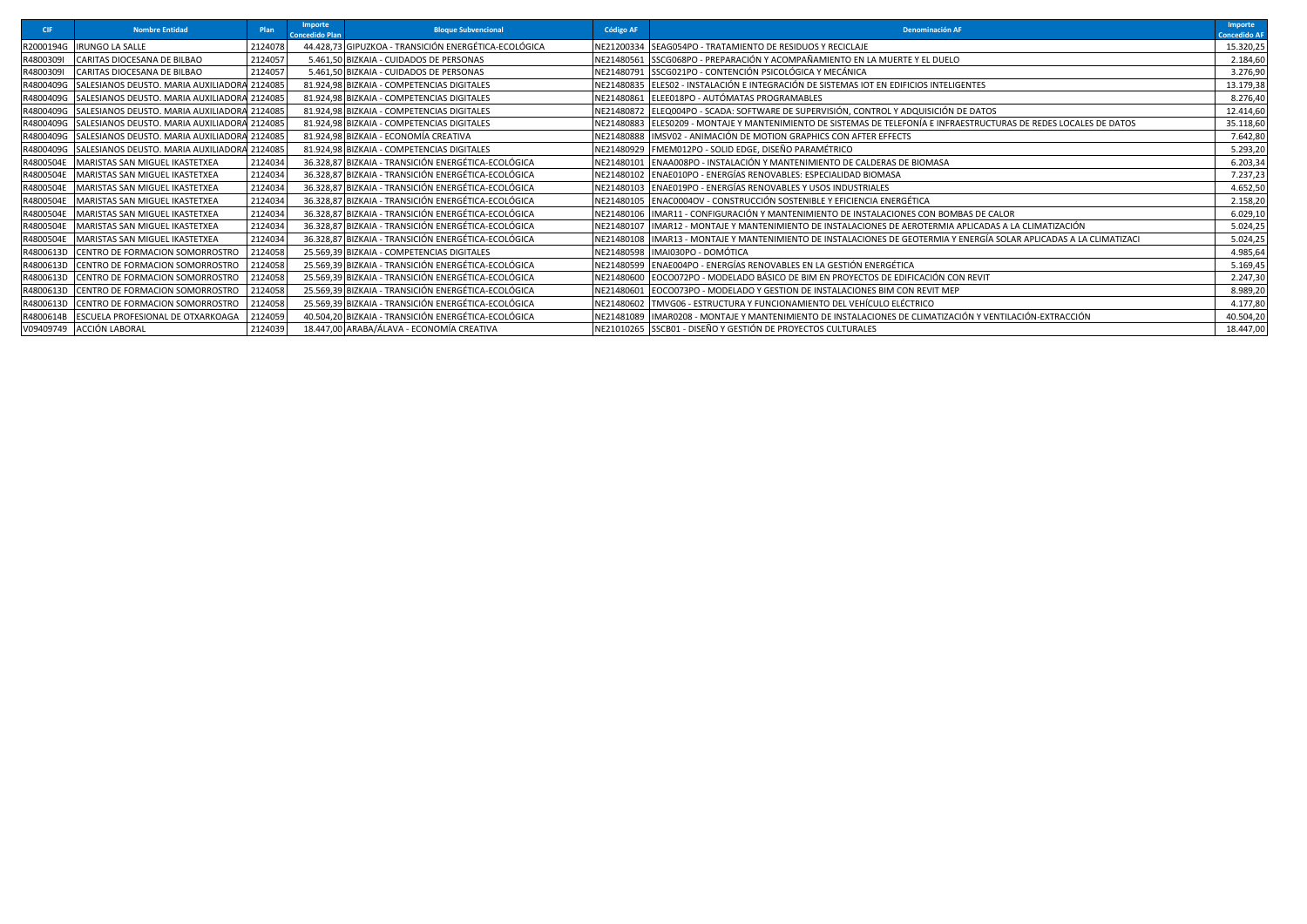| CIF | Nombre Entidad | Plan | Importe Concedido Plan | Bloque Subvencional | Código AF | Denominación AF | Importe Concedido AF |
|---|---|---|---|---|---|---|---|
| R2000194G | IRUNGO LA SALLE | 2124078 | 44.428,73 | GIPUZKOA - TRANSICIÓN ENERGÉTICA-ECOLÓGICA | NE21200334 | SEAG054PO - TRATAMIENTO DE RESIDUOS Y RECICLAJE | 15.320,25 |
| R4800309I | CARITAS DIOCESANA DE BILBAO | 2124057 | 5.461,50 | BIZKAIA - CUIDADOS DE PERSONAS | NE21480561 | SSCG068PO - PREPARACIÓN Y ACOMPAÑAMIENTO EN LA MUERTE Y EL DUELO | 2.184,60 |
| R4800309I | CARITAS DIOCESANA DE BILBAO | 2124057 | 5.461,50 | BIZKAIA - CUIDADOS DE PERSONAS | NE21480791 | SSCG021PO - CONTENCIÓN PSICOLÓGICA Y MECÁNICA | 3.276,90 |
| R4800409G | SALESIANOS DEUSTO. MARIA AUXILIADORA | 2124085 | 81.924,98 | BIZKAIA - COMPETENCIAS DIGITALES | NE21480835 | ELES02 - INSTALACIÓN E INTEGRACIÓN DE SISTEMAS IOT EN EDIFICIOS INTELIGENTES | 13.179,38 |
| R4800409G | SALESIANOS DEUSTO. MARIA AUXILIADORA | 2124085 | 81.924,98 | BIZKAIA - COMPETENCIAS DIGITALES | NE21480861 | ELEE018PO - AUTÓMATAS PROGRAMABLES | 8.276,40 |
| R4800409G | SALESIANOS DEUSTO. MARIA AUXILIADORA | 2124085 | 81.924,98 | BIZKAIA - COMPETENCIAS DIGITALES | NE21480872 | ELEQ004PO - SCADA: SOFTWARE DE SUPERVISIÓN, CONTROL Y ADQUISICIÓN DE DATOS | 12.414,60 |
| R4800409G | SALESIANOS DEUSTO. MARIA AUXILIADORA | 2124085 | 81.924,98 | BIZKAIA - COMPETENCIAS DIGITALES | NE21480883 | ELES0209 - MONTAJE Y MANTENIMIENTO DE SISTEMAS DE TELEFONÍA E INFRAESTRUCTURAS DE REDES LOCALES DE DATOS | 35.118,60 |
| R4800409G | SALESIANOS DEUSTO. MARIA AUXILIADORA | 2124085 | 81.924,98 | BIZKAIA - ECONOMÍA CREATIVA | NE21480888 | IMSV02 - ANIMACIÓN DE MOTION GRAPHICS CON AFTER EFFECTS | 7.642,80 |
| R4800409G | SALESIANOS DEUSTO. MARIA AUXILIADORA | 2124085 | 81.924,98 | BIZKAIA - COMPETENCIAS DIGITALES | NE21480929 | FMEM012PO - SOLID EDGE, DISEÑO PARAMÉTRICO | 5.293,20 |
| R4800504E | MARISTAS SAN MIGUEL IKASTETXEA | 2124034 | 36.328,87 | BIZKAIA - TRANSICIÓN ENERGÉTICA-ECOLÓGICA | NE21480101 | ENAA008PO - INSTALACIÓN Y MANTENIMIENTO DE CALDERAS DE BIOMASA | 6.203,34 |
| R4800504E | MARISTAS SAN MIGUEL IKASTETXEA | 2124034 | 36.328,87 | BIZKAIA - TRANSICIÓN ENERGÉTICA-ECOLÓGICA | NE21480102 | ENAE010PO - ENERGÍAS RENOVABLES: ESPECIALIDAD BIOMASA | 7.237,23 |
| R4800504E | MARISTAS SAN MIGUEL IKASTETXEA | 2124034 | 36.328,87 | BIZKAIA - TRANSICIÓN ENERGÉTICA-ECOLÓGICA | NE21480103 | ENAE019PO - ENERGÍAS RENOVABLES Y USOS INDUSTRIALES | 4.652,50 |
| R4800504E | MARISTAS SAN MIGUEL IKASTETXEA | 2124034 | 36.328,87 | BIZKAIA - TRANSICIÓN ENERGÉTICA-ECOLÓGICA | NE21480105 | ENAC0004OV - CONSTRUCCIÓN SOSTENIBLE Y EFICIENCIA ENERGÉTICA | 2.158,20 |
| R4800504E | MARISTAS SAN MIGUEL IKASTETXEA | 2124034 | 36.328,87 | BIZKAIA - TRANSICIÓN ENERGÉTICA-ECOLÓGICA | NE21480106 | IMAR11 - CONFIGURACIÓN Y MANTENIMIENTO DE INSTALACIONES CON BOMBAS DE CALOR | 6.029,10 |
| R4800504E | MARISTAS SAN MIGUEL IKASTETXEA | 2124034 | 36.328,87 | BIZKAIA - TRANSICIÓN ENERGÉTICA-ECOLÓGICA | NE21480107 | IMAR12 - MONTAJE Y MANTENIMIENTO DE INSTALACIONES DE AEROTERMIA APLICADAS A LA CLIMATIZACIÓN | 5.024,25 |
| R4800504E | MARISTAS SAN MIGUEL IKASTETXEA | 2124034 | 36.328,87 | BIZKAIA - TRANSICIÓN ENERGÉTICA-ECOLÓGICA | NE21480108 | IMAR13 - MONTAJE Y MANTENIMIENTO DE INSTALACIONES DE GEOTERMIA Y ENERGÍA SOLAR APLICADAS A LA CLIMATIZACI | 5.024,25 |
| R4800613D | CENTRO DE FORMACION SOMORROSTRO | 2124058 | 25.569,39 | BIZKAIA - COMPETENCIAS DIGITALES | NE21480598 | IMAI030PO - DOMÓTICA | 4.985,64 |
| R4800613D | CENTRO DE FORMACION SOMORROSTRO | 2124058 | 25.569,39 | BIZKAIA - TRANSICIÓN ENERGÉTICA-ECOLÓGICA | NE21480599 | ENAE004PO - ENERGÍAS RENOVABLES EN LA GESTIÓN ENERGÉTICA | 5.169,45 |
| R4800613D | CENTRO DE FORMACION SOMORROSTRO | 2124058 | 25.569,39 | BIZKAIA - TRANSICIÓN ENERGÉTICA-ECOLÓGICA | NE21480600 | EOCO072PO - MODELADO BÁSICO DE BIM EN PROYECTOS DE EDIFICACIÓN CON REVIT | 2.247,30 |
| R4800613D | CENTRO DE FORMACION SOMORROSTRO | 2124058 | 25.569,39 | BIZKAIA - TRANSICIÓN ENERGÉTICA-ECOLÓGICA | NE21480601 | EOCO073PO - MODELADO Y GESTION DE INSTALACIONES BIM CON REVIT MEP | 8.989,20 |
| R4800613D | CENTRO DE FORMACION SOMORROSTRO | 2124058 | 25.569,39 | BIZKAIA - TRANSICIÓN ENERGÉTICA-ECOLÓGICA | NE21480602 | TMVG06 - ESTRUCTURA Y FUNCIONAMIENTO DEL VEHÍCULO ELÉCTRICO | 4.177,80 |
| R4800614B | ESCUELA PROFESIONAL DE OTXARKOAGA | 2124059 | 40.504,20 | BIZKAIA - TRANSICIÓN ENERGÉTICA-ECOLÓGICA | NE21481089 | IMAR0208 - MONTAJE Y MANTENIMIENTO DE INSTALACIONES DE CLIMATIZACIÓN Y VENTILACIÓN-EXTRACCIÓN | 40.504,20 |
| V09409749 | ACCIÓN LABORAL | 2124039 | 18.447,00 | ARABA/ÁLAVA - ECONOMÍA CREATIVA | NE21010265 | SSCB01 - DISEÑO Y GESTIÓN DE PROYECTOS CULTURALES | 18.447,00 |